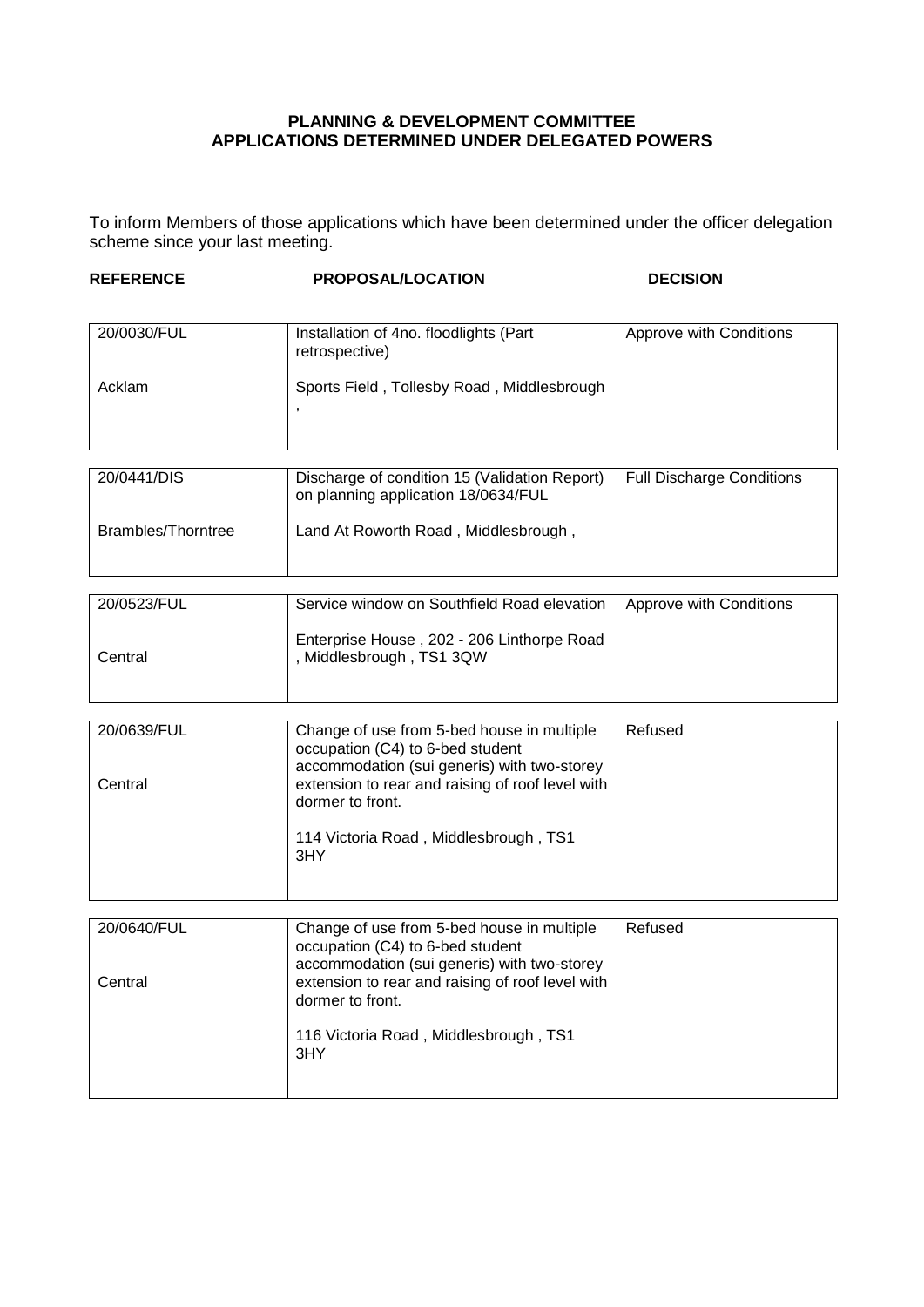**PLANNING & DEVELOPMENT COMMITTEE**
**APPLICATIONS DETERMINED UNDER DELEGATED POWERS**

---

To inform Members of those applications which have been determined under the officer delegation scheme since your last meeting.

| REFERENCE | PROPOSAL/LOCATION | DECISION |
|---|---|---|
| 20/0030/FUL<br><br>Acklam | Installation of 4no. floodlights (Part retrospective)<br><br>Sports Field , Tollesby Road , Middlesbrough , | Approve with Conditions |
| 20/0441/DIS<br><br>Brambles/Thorntree | Discharge of condition 15 (Validation Report) on planning application 18/0634/FUL<br><br>Land At Roworth Road , Middlesbrough , | Full Discharge Conditions |
| 20/0523/FUL<br><br>Central | Service window on Southfield Road elevation<br><br>Enterprise House , 202 - 206 Linthorpe Road , Middlesbrough , TS1 3QW | Approve with Conditions |
| 20/0639/FUL<br><br>Central | Change of use from 5-bed house in multiple occupation (C4) to 6-bed student accommodation (sui generis) with two-storey extension to rear and raising of roof level with dormer to front.<br><br>114 Victoria Road , Middlesbrough , TS1 3HY | Refused |
| 20/0640/FUL<br><br>Central | Change of use from 5-bed house in multiple occupation (C4) to 6-bed student accommodation (sui generis) with two-storey extension to rear and raising of roof level with dormer to front.<br><br>116 Victoria Road , Middlesbrough , TS1 3HY | Refused |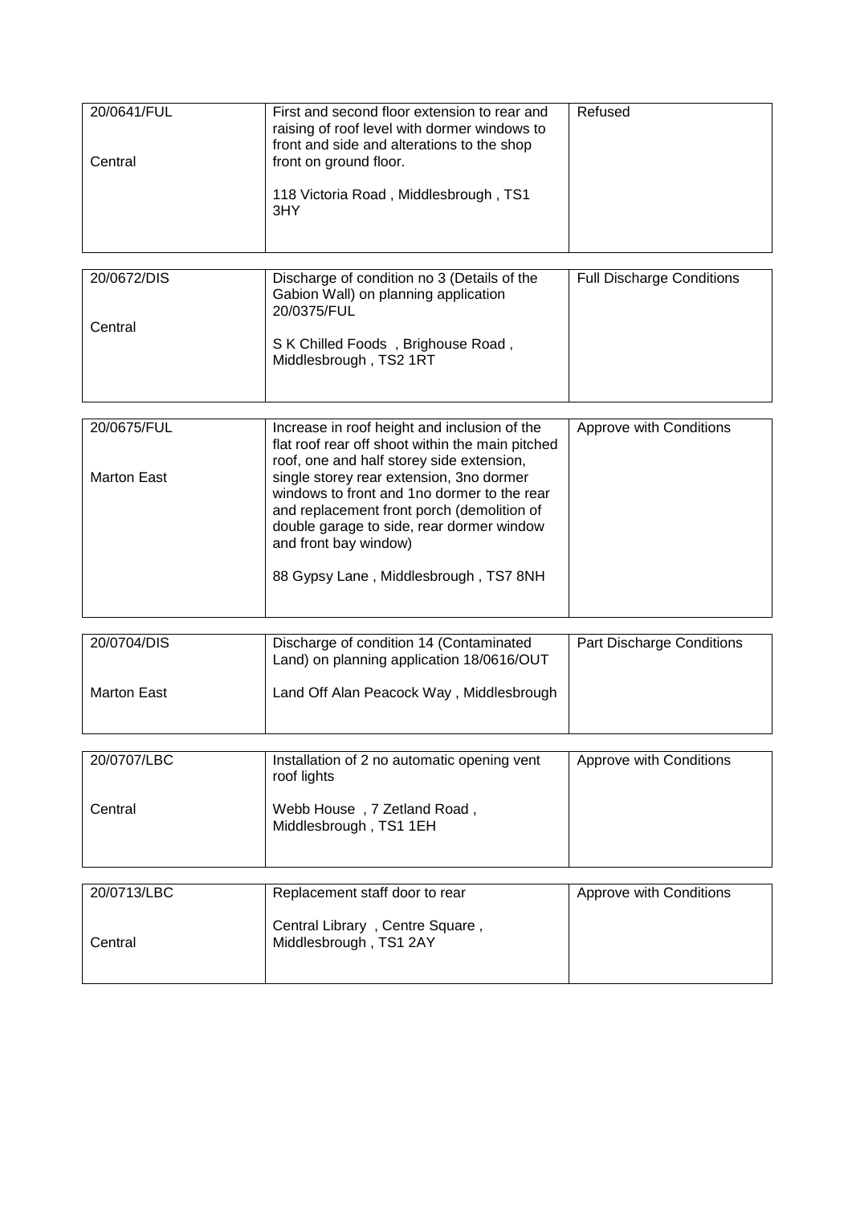| | | |
|---|---|---|
| 20/0641/FUL<br><br>Central | First and second floor extension to rear and raising of roof level with dormer windows to front and side and alterations to the shop front on ground floor.<br><br>118 Victoria Road , Middlesbrough , TS1 3HY | Refused |

| | | |
|---|---|---|
| 20/0672/DIS<br><br>Central | Discharge of condition no 3 (Details of the Gabion Wall) on planning application 20/0375/FUL<br><br>S K Chilled Foods , Brighouse Road , Middlesbrough , TS2 1RT | Full Discharge Conditions |

| | | |
|---|---|---|
| 20/0675/FUL<br><br>Marton East | Increase in roof height and inclusion of the flat roof rear off shoot within the main pitched roof, one and half storey side extension, single storey rear extension, 3no dormer windows to front and 1no dormer to the rear and replacement front porch (demolition of double garage to side, rear dormer window and front bay window)<br><br>88 Gypsy Lane , Middlesbrough , TS7 8NH | Approve with Conditions |

| | | |
|---|---|---|
| 20/0704/DIS<br><br>Marton East | Discharge of condition 14 (Contaminated Land) on planning application 18/0616/OUT<br><br>Land Off Alan Peacock Way , Middlesbrough | Part Discharge Conditions |

| | | |
|---|---|---|
| 20/0707/LBC<br><br>Central | Installation of 2 no automatic opening vent roof lights<br><br>Webb House , 7 Zetland Road , Middlesbrough , TS1 1EH | Approve with Conditions |

| | | |
|---|---|---|
| 20/0713/LBC<br><br>Central | Replacement staff door to rear<br><br>Central Library , Centre Square , Middlesbrough , TS1 2AY | Approve with Conditions |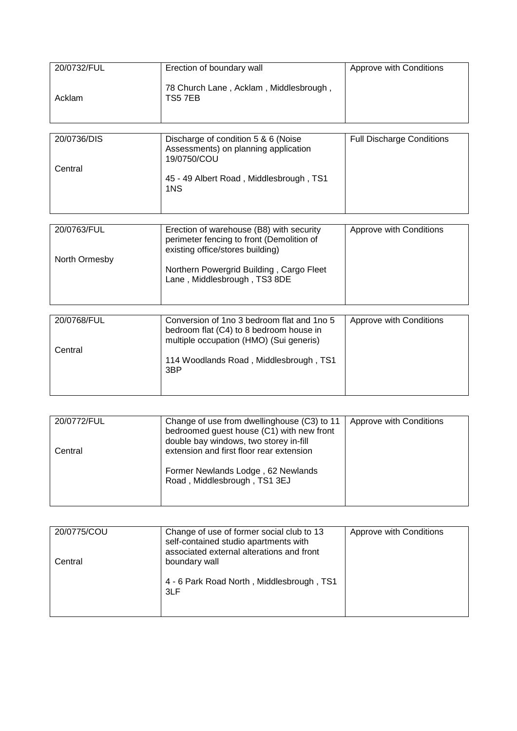| 20/0732/FUL<br><br>Acklam | Erection of boundary wall<br><br>78 Church Lane , Acklam , Middlesbrough , TS5 7EB | Approve with Conditions |
|---|---|---|

| 20/0736/DIS<br><br>Central | Discharge of condition 5 & 6 (Noise Assessments) on planning application 19/0750/COU<br><br>45 - 49 Albert Road , Middlesbrough , TS1 1NS | Full Discharge Conditions |
|---|---|---|

| 20/0763/FUL<br><br>North Ormesby | Erection of warehouse (B8) with security perimeter fencing to front (Demolition of existing office/stores building)<br><br>Northern Powergrid Building , Cargo Fleet Lane , Middlesbrough , TS3 8DE | Approve with Conditions |
|---|---|---|

| 20/0768/FUL<br><br>Central | Conversion of 1no 3 bedroom flat and 1no 5 bedroom flat (C4) to 8 bedroom house in multiple occupation (HMO) (Sui generis)<br><br>114 Woodlands Road , Middlesbrough , TS1 3BP | Approve with Conditions |
|---|---|---|

| 20/0772/FUL<br><br>Central | Change of use from dwellinghouse (C3) to 11 bedroomed guest house (C1) with new front double bay windows, two storey in-fill extension and first floor rear extension<br><br>Former Newlands Lodge , 62 Newlands Road , Middlesbrough , TS1 3EJ | Approve with Conditions |
|---|---|---|

| 20/0775/COU<br><br>Central | Change of use of former social club to 13 self-contained studio apartments with associated external alterations and front boundary wall<br><br>4 - 6 Park Road North , Middlesbrough , TS1 3LF | Approve with Conditions |
|---|---|---|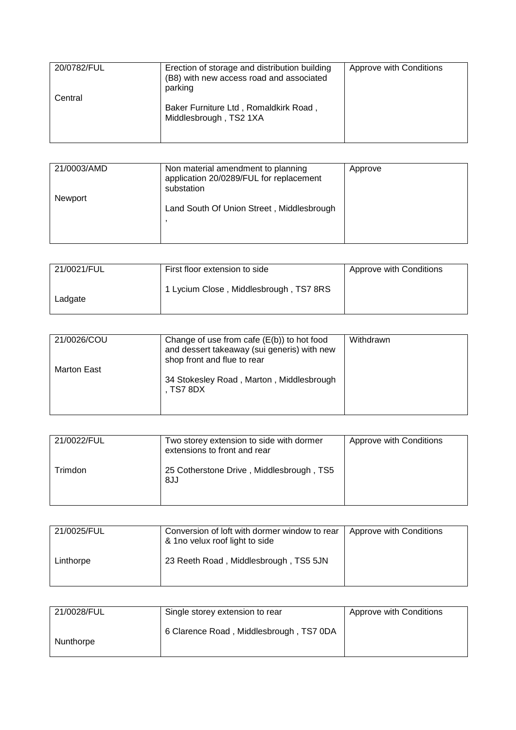| 20/0782/FUL<br><br>Central | Erection of storage and distribution building (B8) with new access road and associated parking<br><br>Baker Furniture Ltd , Romaldkirk Road , Middlesbrough , TS2 1XA | Approve with Conditions |
|---|---|---|

| 21/0003/AMD<br><br>Newport | Non material amendment to planning application 20/0289/FUL for replacement substation<br><br>Land South Of Union Street , Middlesbrough , | Approve |
|---|---|---|

| 21/0021/FUL<br><br>Ladgate | First floor extension to side<br><br>1 Lycium Close , Middlesbrough , TS7 8RS | Approve with Conditions |
|---|---|---|

| 21/0026/COU<br><br>Marton East | Change of use from cafe (E(b)) to hot food and dessert takeaway (sui generis) with new shop front and flue to rear<br><br>34 Stokesley Road , Marton , Middlesbrough , TS7 8DX | Withdrawn |
|---|---|---|

| 21/0022/FUL<br><br>Trimdon | Two storey extension to side with dormer extensions to front and rear<br><br>25 Cotherstone Drive , Middlesbrough , TS5 8JJ | Approve with Conditions |
|---|---|---|

| 21/0025/FUL<br><br>Linthorpe | Conversion of loft with dormer window to rear & 1no velux roof light to side<br><br>23 Reeth Road , Middlesbrough , TS5 5JN | Approve with Conditions |
|---|---|---|

| 21/0028/FUL<br><br>Nunthorpe | Single storey extension to rear<br><br>6 Clarence Road , Middlesbrough , TS7 0DA | Approve with Conditions |
|---|---|---|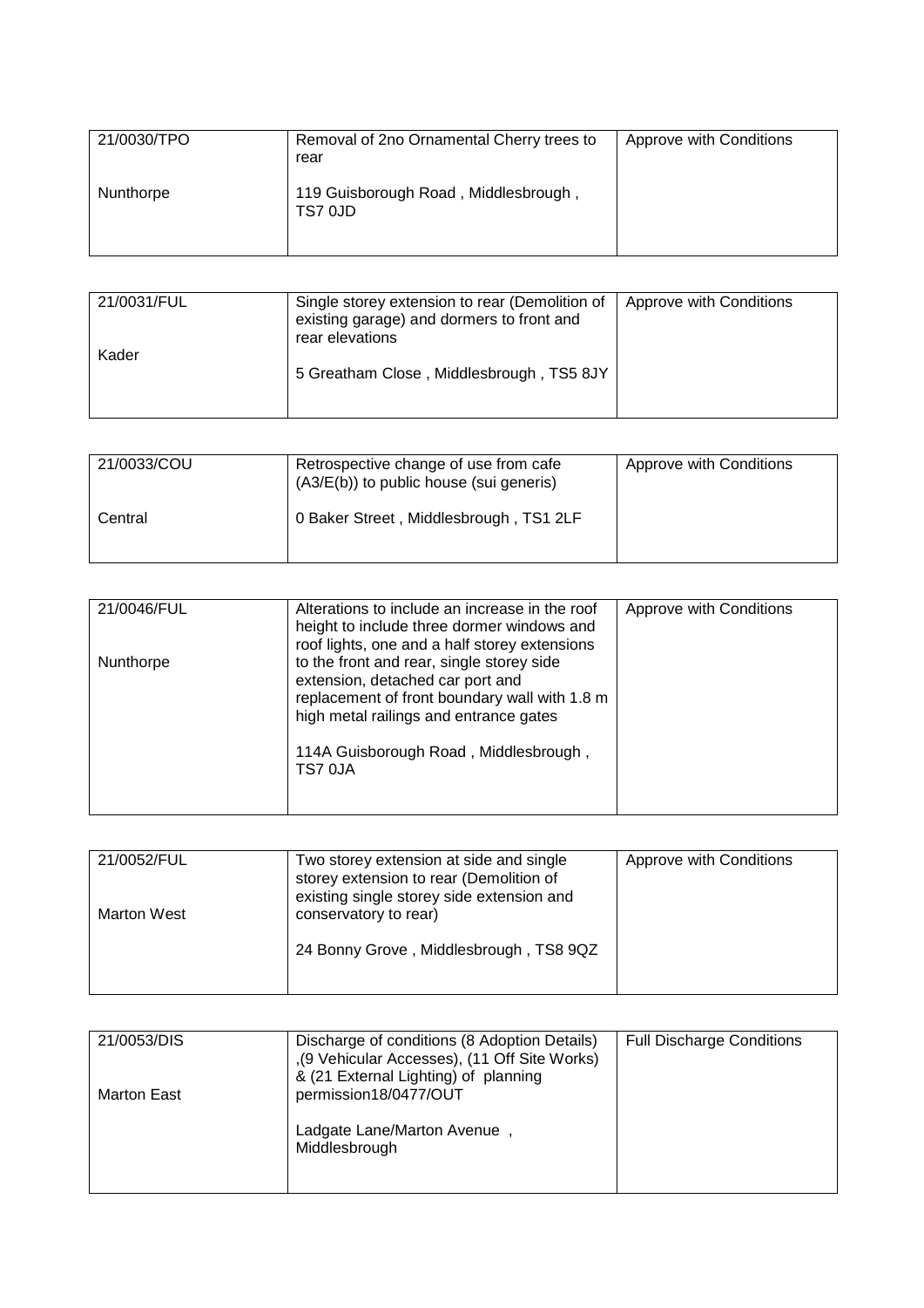| 21/0030/TPO<br><br>Nunthorpe | Removal of 2no Ornamental Cherry trees to rear<br><br>119 Guisborough Road , Middlesbrough , TS7 0JD | Approve with Conditions |
|---|---|---|

| 21/0031/FUL<br><br>Kader | Single storey extension to rear (Demolition of existing garage) and dormers to front and rear elevations<br><br>5 Greatham Close , Middlesbrough , TS5 8JY | Approve with Conditions |
|---|---|---|

| 21/0033/COU<br><br>Central | Retrospective change of use from cafe (A3/E(b)) to public house (sui generis)<br><br>0 Baker Street , Middlesbrough , TS1 2LF | Approve with Conditions |
|---|---|---|

| 21/0046/FUL<br><br>Nunthorpe | Alterations to include an increase in the roof height to include three dormer windows and roof lights, one and a half storey extensions to the front and rear, single storey side extension, detached car port and replacement of front boundary wall with 1.8 m high metal railings and entrance gates<br><br>114A Guisborough Road , Middlesbrough , TS7 0JA | Approve with Conditions |
|---|---|---|

| 21/0052/FUL<br><br>Marton West | Two storey extension at side and single storey extension to rear (Demolition of existing single storey side extension and conservatory to rear)<br><br>24 Bonny Grove , Middlesbrough , TS8 9QZ | Approve with Conditions |
|---|---|---|

| 21/0053/DIS<br><br>Marton East | Discharge of conditions (8 Adoption Details) ,(9 Vehicular Accesses), (11 Off Site Works) & (21 External Lighting) of planning permission18/0477/OUT<br><br>Ladgate Lane/Marton Avenue , Middlesbrough | Full Discharge Conditions |
|---|---|---|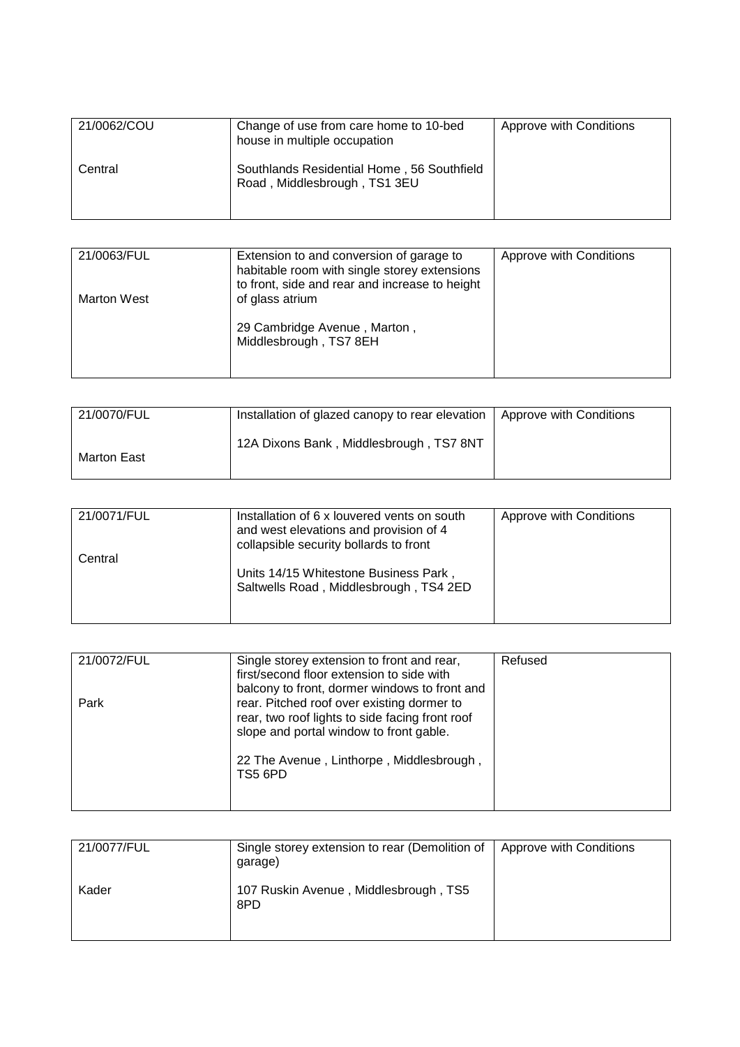| 21/0062/COU<br><br>Central | Change of use from care home to 10-bed house in multiple occupation<br><br>Southlands Residential Home , 56 Southfield Road , Middlesbrough , TS1 3EU | Approve with Conditions |
|---|---|---|

| 21/0063/FUL<br><br>Marton West | Extension to and conversion of garage to habitable room with single storey extensions to front, side and rear and increase to height of glass atrium<br><br>29 Cambridge Avenue , Marton , Middlesbrough , TS7 8EH | Approve with Conditions |
|---|---|---|

| 21/0070/FUL<br><br>Marton East | Installation of glazed canopy to rear elevation<br><br>12A Dixons Bank , Middlesbrough , TS7 8NT | Approve with Conditions |
|---|---|---|

| 21/0071/FUL<br><br>Central | Installation of 6 x louvered vents on south and west elevations and provision of 4 collapsible security bollards to front<br><br>Units 14/15 Whitestone Business Park , Saltwells Road , Middlesbrough , TS4 2ED | Approve with Conditions |
|---|---|---|

| 21/0072/FUL<br><br>Park | Single storey extension to front and rear, first/second floor extension to side with balcony to front, dormer windows to front and rear. Pitched roof over existing dormer to rear, two roof lights to side facing front roof slope and portal window to front gable.<br><br>22 The Avenue , Linthorpe , Middlesbrough , TS5 6PD | Refused |
|---|---|---|

| 21/0077/FUL<br><br>Kader | Single storey extension to rear (Demolition of garage)<br><br>107 Ruskin Avenue , Middlesbrough , TS5 8PD | Approve with Conditions |
|---|---|---|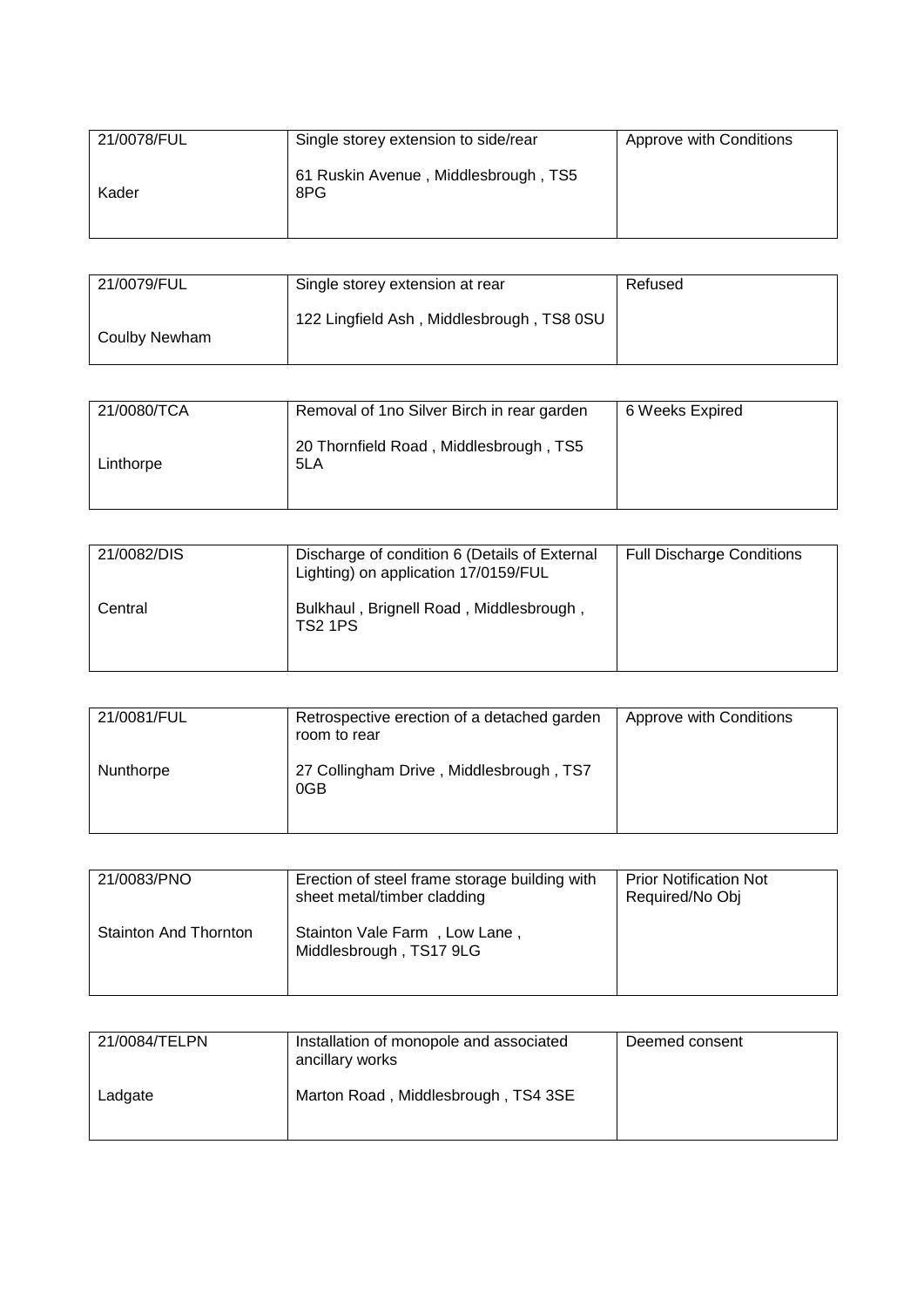| 21/0078/FUL<br><br>Kader | Single storey extension to side/rear<br><br>61 Ruskin Avenue , Middlesbrough , TS5 8PG | Approve with Conditions |
|---|---|---|

| 21/0079/FUL<br><br>Coulby Newham | Single storey extension at rear<br><br>122 Lingfield Ash , Middlesbrough , TS8 0SU | Refused |
|---|---|---|

| 21/0080/TCA<br><br>Linthorpe | Removal of 1no Silver Birch in rear garden<br><br>20 Thornfield Road , Middlesbrough , TS5 5LA | 6 Weeks Expired |
|---|---|---|

| 21/0082/DIS<br><br>Central | Discharge of condition 6 (Details of External Lighting) on application 17/0159/FUL<br><br>Bulkhaul , Brignell Road , Middlesbrough , TS2 1PS | Full Discharge Conditions |
|---|---|---|

| 21/0081/FUL<br><br>Nunthorpe | Retrospective erection of a detached garden room to rear<br><br>27 Collingham Drive , Middlesbrough , TS7 0GB | Approve with Conditions |
|---|---|---|

| 21/0083/PNO<br><br>Stainton And Thornton | Erection of steel frame storage building with sheet metal/timber cladding<br><br>Stainton Vale Farm , Low Lane , Middlesbrough , TS17 9LG | Prior Notification Not Required/No Obj |
|---|---|---|

| 21/0084/TELPN<br><br>Ladgate | Installation of monopole and associated ancillary works<br><br>Marton Road , Middlesbrough , TS4 3SE | Deemed consent |
|---|---|---|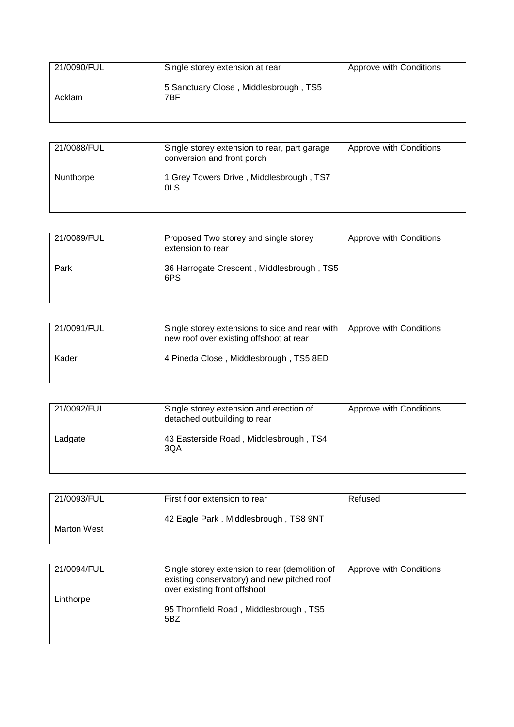| 21/0090/FUL<br><br>Acklam | Single storey extension at rear<br><br>5 Sanctuary Close , Middlesbrough , TS5 7BF | Approve with Conditions |
|---|---|---|

| 21/0088/FUL<br><br>Nunthorpe | Single storey extension to rear, part garage conversion and front porch<br><br>1 Grey Towers Drive , Middlesbrough , TS7 0LS | Approve with Conditions |
|---|---|---|

| 21/0089/FUL<br><br>Park | Proposed Two storey and single storey extension to rear<br><br>36 Harrogate Crescent , Middlesbrough , TS5 6PS | Approve with Conditions |
|---|---|---|

| 21/0091/FUL<br><br>Kader | Single storey extensions to side and rear with new roof over existing offshoot at rear<br><br>4 Pineda Close , Middlesbrough , TS5 8ED | Approve with Conditions |
|---|---|---|

| 21/0092/FUL<br><br>Ladgate | Single storey extension and erection of detached outbuilding to rear<br><br>43 Easterside Road , Middlesbrough , TS4 3QA | Approve with Conditions |
|---|---|---|

| 21/0093/FUL<br><br>Marton West | First floor extension to rear<br><br>42 Eagle Park , Middlesbrough , TS8 9NT | Refused |
|---|---|---|

| 21/0094/FUL<br><br>Linthorpe | Single storey extension to rear (demolition of existing conservatory) and new pitched roof over existing front offshoot<br><br>95 Thornfield Road , Middlesbrough , TS5 5BZ | Approve with Conditions |
|---|---|---|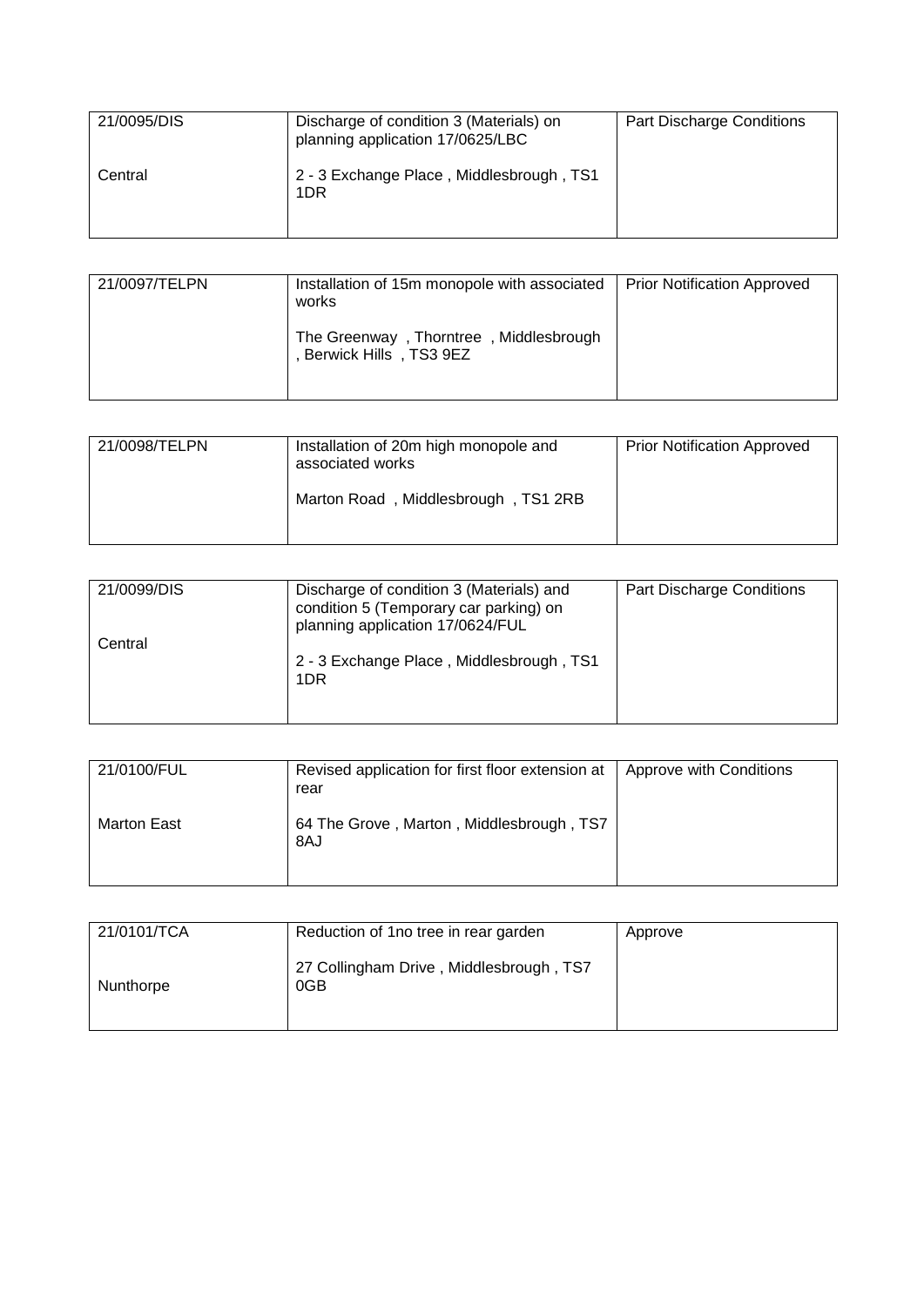| 21/0095/DIS<br><br>Central | Discharge of condition 3 (Materials) on planning application 17/0625/LBC<br><br>2 - 3 Exchange Place , Middlesbrough , TS1 1DR | Part Discharge Conditions |
|---|---|---|

| 21/0097/TELPN | Installation of 15m monopole with associated works<br><br>The Greenway , Thorntree , Middlesbrough , Berwick Hills , TS3 9EZ | Prior Notification Approved |
|---|---|---|

| 21/0098/TELPN | Installation of 20m high monopole and associated works<br><br>Marton Road , Middlesbrough , TS1 2RB | Prior Notification Approved |
|---|---|---|

| 21/0099/DIS<br><br>Central | Discharge of condition 3 (Materials) and condition 5 (Temporary car parking) on planning application 17/0624/FUL<br><br>2 - 3 Exchange Place , Middlesbrough , TS1 1DR | Part Discharge Conditions |
|---|---|---|

| 21/0100/FUL<br><br>Marton East | Revised application for first floor extension at rear<br><br>64 The Grove , Marton , Middlesbrough , TS7 8AJ | Approve with Conditions |
|---|---|---|

| 21/0101/TCA<br><br>Nunthorpe | Reduction of 1no tree in rear garden<br><br>27 Collingham Drive , Middlesbrough , TS7 0GB | Approve |
|---|---|---|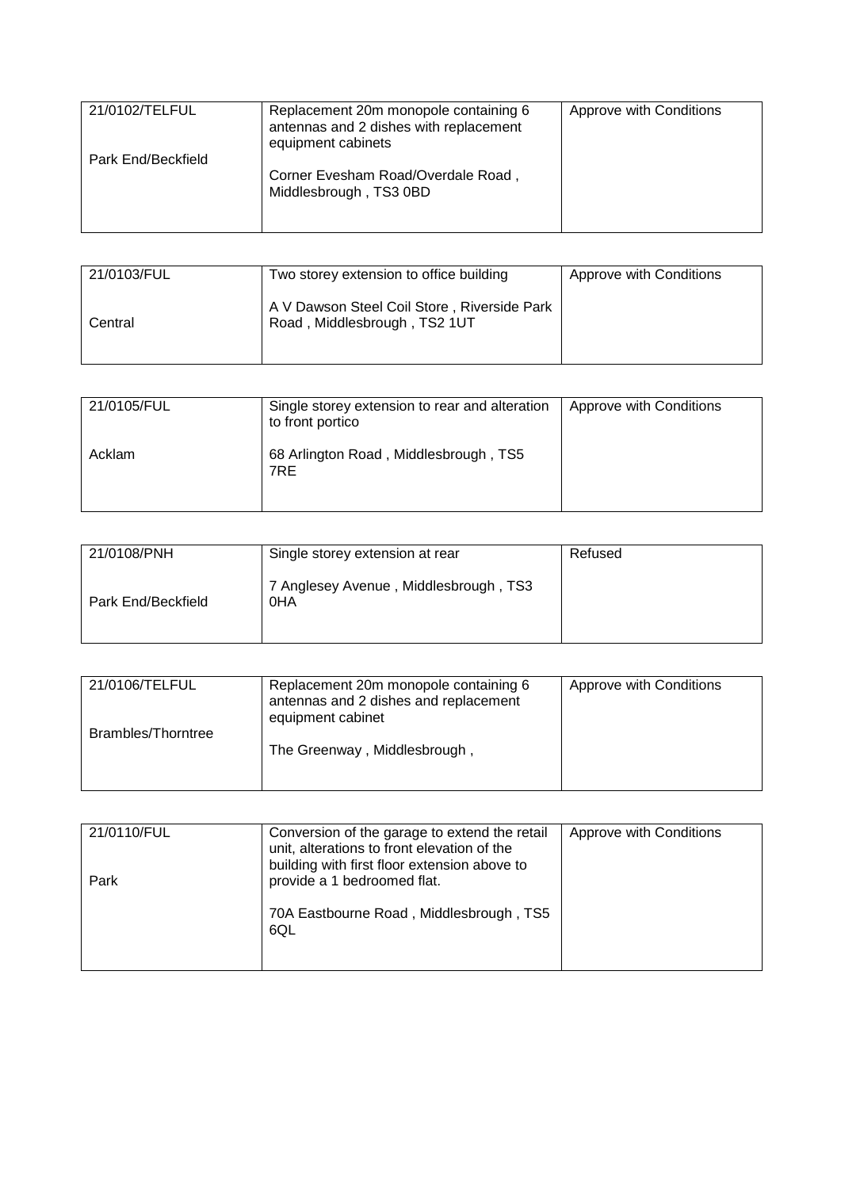| 21/0102/TELFUL<br><br>Park End/Beckfield | Replacement 20m monopole containing 6 antennas and 2 dishes with replacement equipment cabinets<br><br>Corner Evesham Road/Overdale Road , Middlesbrough , TS3 0BD | Approve with Conditions |
|---|---|---|

| 21/0103/FUL<br><br>Central | Two storey extension to office building<br><br>A V Dawson Steel Coil Store , Riverside Park Road , Middlesbrough , TS2 1UT | Approve with Conditions |
|---|---|---|

| 21/0105/FUL<br><br>Acklam | Single storey extension to rear and alteration to front portico<br><br>68 Arlington Road , Middlesbrough , TS5 7RE | Approve with Conditions |
|---|---|---|

| 21/0108/PNH<br><br>Park End/Beckfield | Single storey extension at rear<br><br>7 Anglesey Avenue , Middlesbrough , TS3 0HA | Refused |
|---|---|---|

| 21/0106/TELFUL<br><br>Brambles/Thorntree | Replacement 20m monopole containing 6 antennas and 2 dishes and replacement equipment cabinet<br><br>The Greenway , Middlesbrough , | Approve with Conditions |
|---|---|---|

| 21/0110/FUL<br><br>Park | Conversion of the garage to extend the retail unit, alterations to front elevation of the building with first floor extension above to provide a 1 bedroomed flat.<br><br>70A Eastbourne Road , Middlesbrough , TS5 6QL | Approve with Conditions |
|---|---|---|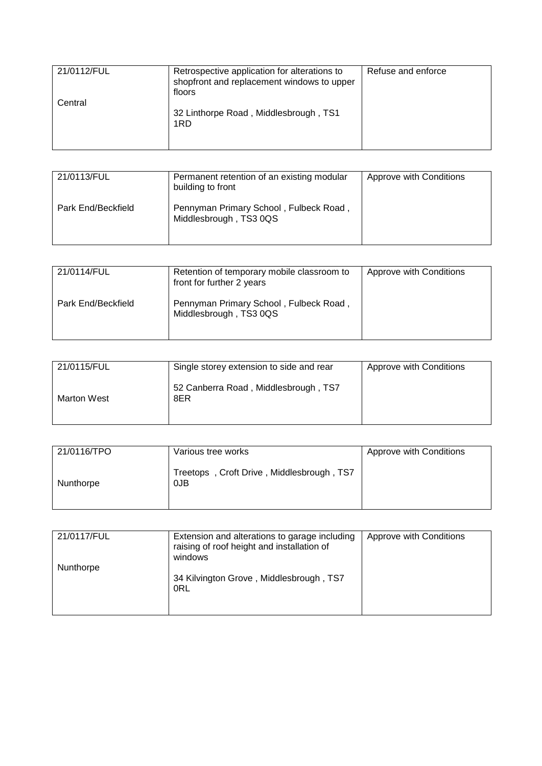| 21/0112/FUL<br><br>Central | Retrospective application for alterations to shopfront and replacement windows to upper floors<br><br>32 Linthorpe Road , Middlesbrough , TS1 1RD | Refuse and enforce |
|---|---|---|

| 21/0113/FUL<br><br>Park End/Beckfield | Permanent retention of an existing modular building to front<br><br>Pennyman Primary School , Fulbeck Road , Middlesbrough , TS3 0QS | Approve with Conditions |
|---|---|---|

| 21/0114/FUL<br><br>Park End/Beckfield | Retention of temporary mobile classroom to front for further 2 years<br><br>Pennyman Primary School , Fulbeck Road , Middlesbrough , TS3 0QS | Approve with Conditions |
|---|---|---|

| 21/0115/FUL<br><br>Marton West | Single storey extension to side and rear<br><br>52 Canberra Road , Middlesbrough , TS7 8ER | Approve with Conditions |
|---|---|---|

| 21/0116/TPO<br><br>Nunthorpe | Various tree works<br><br>Treetops , Croft Drive , Middlesbrough , TS7 0JB | Approve with Conditions |
|---|---|---|

| 21/0117/FUL<br><br>Nunthorpe | Extension and alterations to garage including raising of roof height and installation of windows<br><br>34 Kilvington Grove , Middlesbrough , TS7 0RL | Approve with Conditions |
|---|---|---|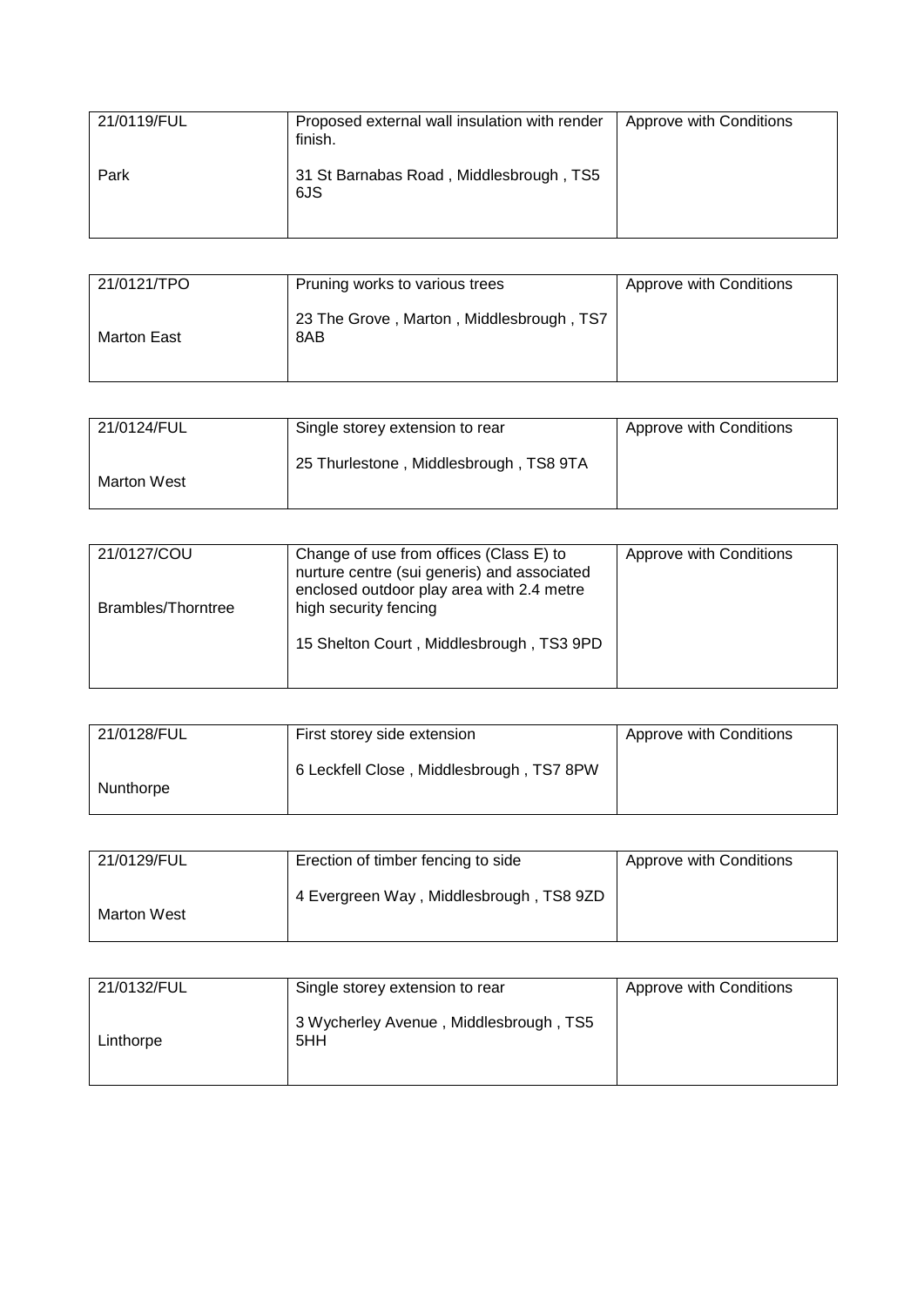| | | |
|---|---|---|
| 21/0119/FUL<br><br>Park | Proposed external wall insulation with render finish.<br><br>31 St Barnabas Road , Middlesbrough , TS5 6JS | Approve with Conditions |

| | | |
|---|---|---|
| 21/0121/TPO<br><br>Marton East | Pruning works to various trees<br><br>23 The Grove , Marton , Middlesbrough , TS7 8AB | Approve with Conditions |

| | | |
|---|---|---|
| 21/0124/FUL<br><br>Marton West | Single storey extension to rear<br><br>25 Thurlestone , Middlesbrough , TS8 9TA | Approve with Conditions |

| | | |
|---|---|---|
| 21/0127/COU<br><br>Brambles/Thorntree | Change of use from offices (Class E) to nurture centre (sui generis) and associated enclosed outdoor play area with 2.4 metre high security fencing<br><br>15 Shelton Court , Middlesbrough , TS3 9PD | Approve with Conditions |

| | | |
|---|---|---|
| 21/0128/FUL<br><br>Nunthorpe | First storey side extension<br><br>6 Leckfell Close , Middlesbrough , TS7 8PW | Approve with Conditions |

| | | |
|---|---|---|
| 21/0129/FUL<br><br>Marton West | Erection of timber fencing to side<br><br>4 Evergreen Way , Middlesbrough , TS8 9ZD | Approve with Conditions |

| | | |
|---|---|---|
| 21/0132/FUL<br><br>Linthorpe | Single storey extension to rear<br><br>3 Wycherley Avenue , Middlesbrough , TS5 5HH | Approve with Conditions |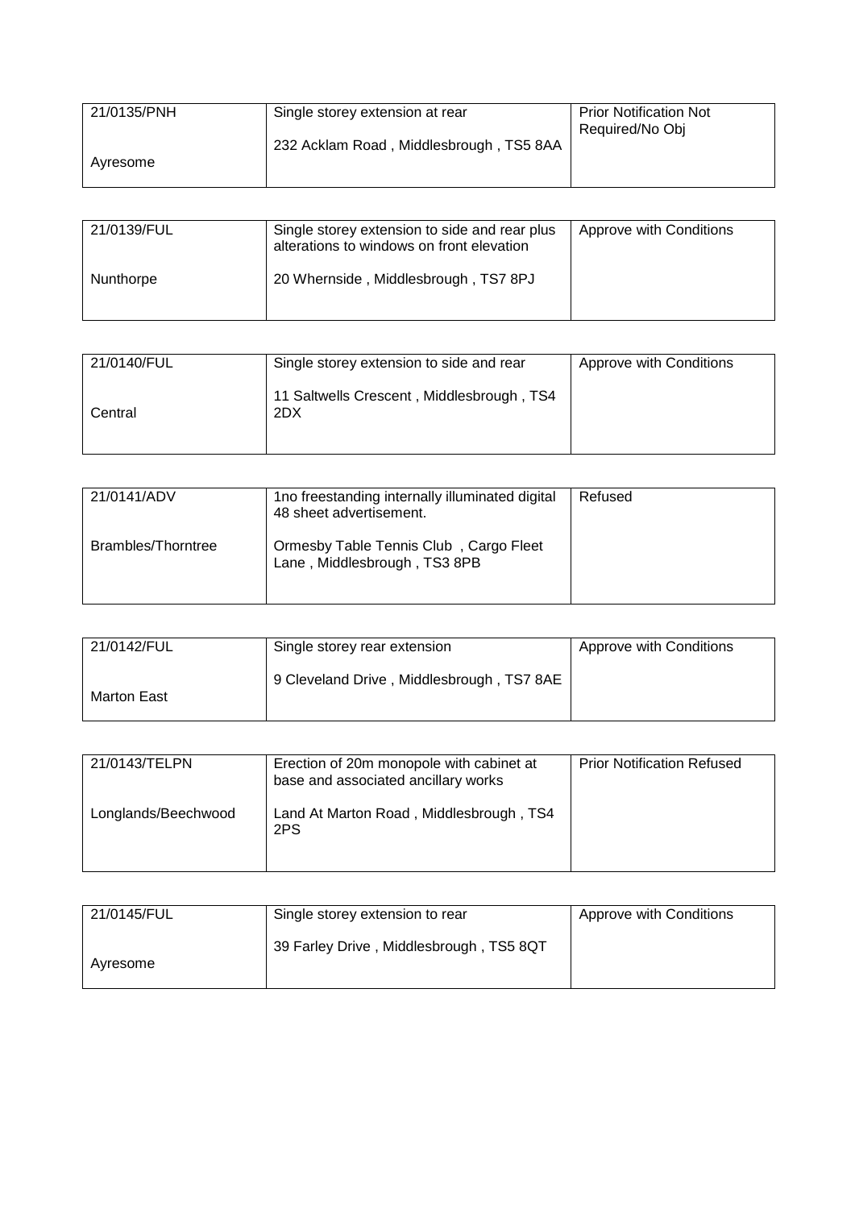| 21/0135/PNH<br><br>Ayresome | Single storey extension at rear<br><br>232 Acklam Road , Middlesbrough , TS5 8AA | Prior Notification Not Required/No Obj |
|---|---|---|

| 21/0139/FUL<br><br>Nunthorpe | Single storey extension to side and rear plus alterations to windows on front elevation<br><br>20 Whernside , Middlesbrough , TS7 8PJ | Approve with Conditions |
|---|---|---|

| 21/0140/FUL<br><br>Central | Single storey extension to side and rear<br><br>11 Saltwells Crescent , Middlesbrough , TS4 2DX | Approve with Conditions |
|---|---|---|

| 21/0141/ADV<br><br>Brambles/Thorntree | 1no freestanding internally illuminated digital 48 sheet advertisement.<br><br>Ormesby Table Tennis Club , Cargo Fleet Lane , Middlesbrough , TS3 8PB | Refused |
|---|---|---|

| 21/0142/FUL<br><br>Marton East | Single storey rear extension<br><br>9 Cleveland Drive , Middlesbrough , TS7 8AE | Approve with Conditions |
|---|---|---|

| 21/0143/TELPN<br><br>Longlands/Beechwood | Erection of 20m monopole with cabinet at base and associated ancillary works<br><br>Land At Marton Road , Middlesbrough , TS4 2PS | Prior Notification Refused |
|---|---|---|

| 21/0145/FUL<br><br>Ayresome | Single storey extension to rear<br><br>39 Farley Drive , Middlesbrough , TS5 8QT | Approve with Conditions |
|---|---|---|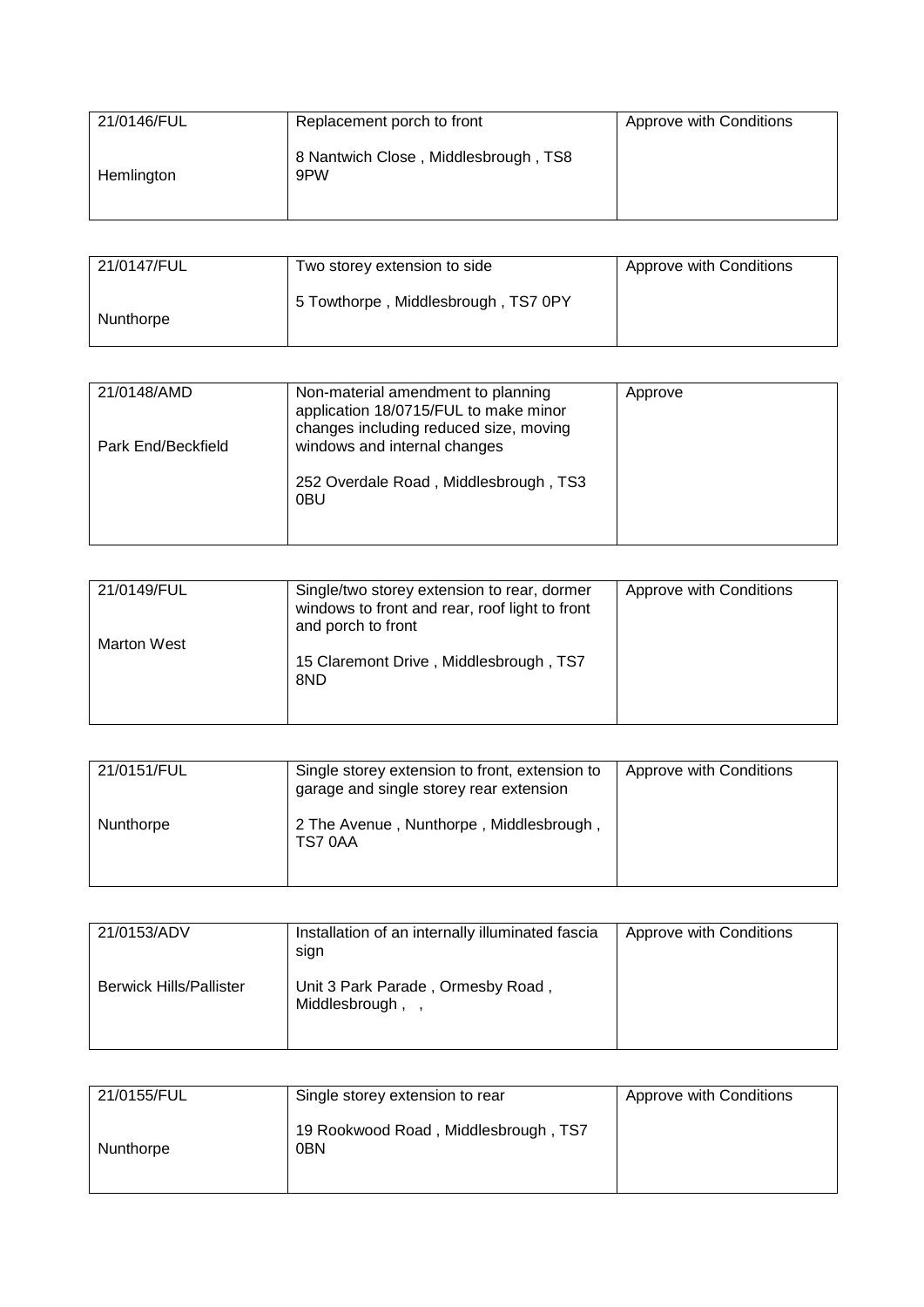| 21/0146/FUL<br><br>Hemlington | Replacement porch to front<br><br>8 Nantwich Close , Middlesbrough , TS8 9PW | Approve with Conditions |
|---|---|---|

| 21/0147/FUL<br><br>Nunthorpe | Two storey extension to side<br><br>5 Towthorpe , Middlesbrough , TS7 0PY | Approve with Conditions |
|---|---|---|

| 21/0148/AMD<br><br>Park End/Beckfield | Non-material amendment to planning application 18/0715/FUL to make minor changes including reduced size, moving windows and internal changes<br><br>252 Overdale Road , Middlesbrough , TS3 0BU | Approve |
|---|---|---|

| 21/0149/FUL<br><br>Marton West | Single/two storey extension to rear, dormer windows to front and rear, roof light to front and porch to front<br><br>15 Claremont Drive , Middlesbrough , TS7 8ND | Approve with Conditions |
|---|---|---|

| 21/0151/FUL<br><br>Nunthorpe | Single storey extension to front, extension to garage and single storey rear extension<br><br>2 The Avenue , Nunthorpe , Middlesbrough , TS7 0AA | Approve with Conditions |
|---|---|---|

| 21/0153/ADV<br><br>Berwick Hills/Pallister | Installation of an internally illuminated fascia sign<br><br>Unit 3 Park Parade , Ormesby Road , Middlesbrough , , | Approve with Conditions |
|---|---|---|

| 21/0155/FUL<br><br>Nunthorpe | Single storey extension to rear<br><br>19 Rookwood Road , Middlesbrough , TS7 0BN | Approve with Conditions |
|---|---|---|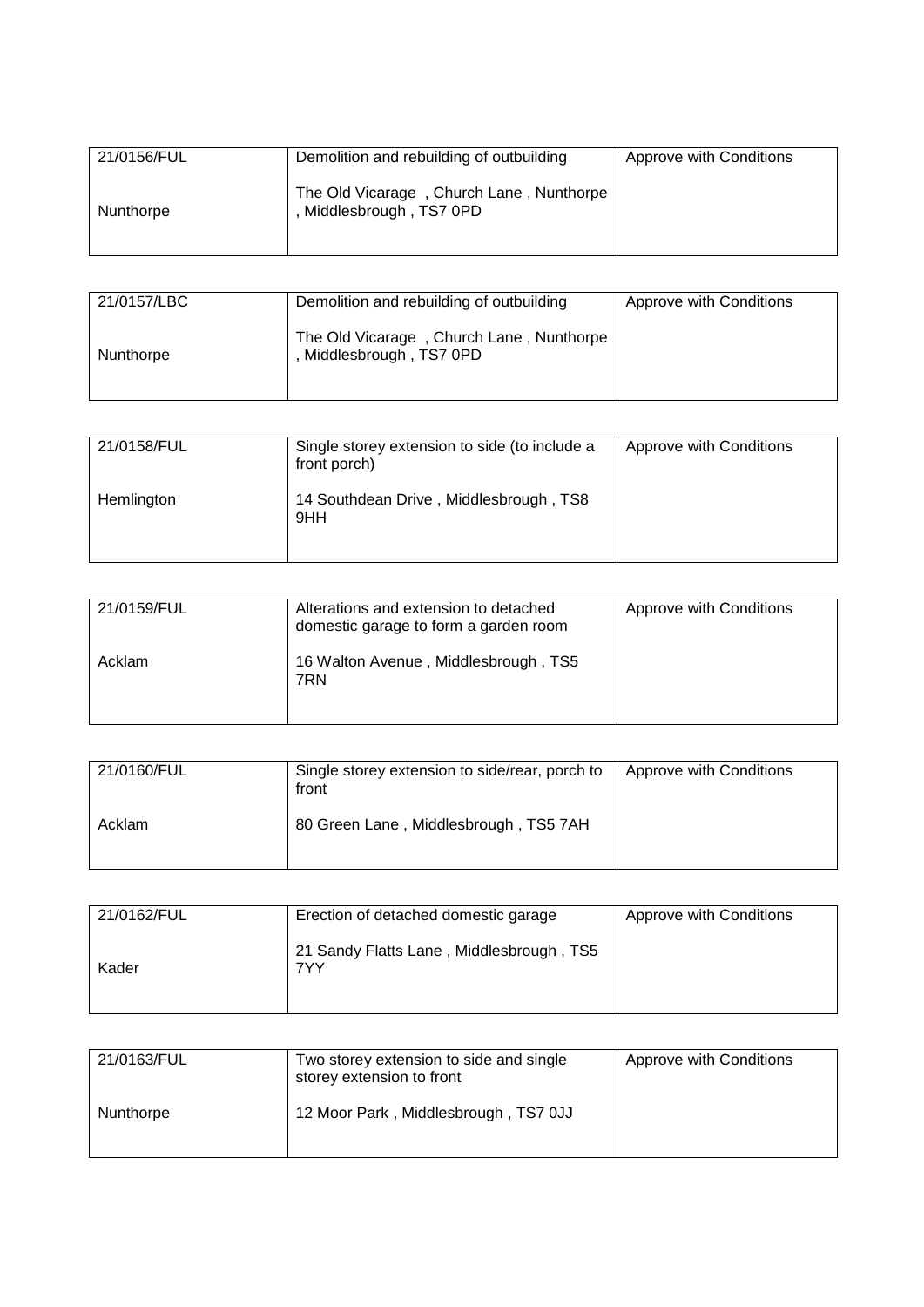| 21/0156/FUL<br><br>Nunthorpe | Demolition and rebuilding of outbuilding<br><br>The Old Vicarage , Church Lane , Nunthorpe , Middlesbrough , TS7 0PD | Approve with Conditions |
|---|---|---|

| 21/0157/LBC<br><br>Nunthorpe | Demolition and rebuilding of outbuilding<br><br>The Old Vicarage , Church Lane , Nunthorpe , Middlesbrough , TS7 0PD | Approve with Conditions |
|---|---|---|

| 21/0158/FUL<br><br>Hemlington | Single storey extension to side (to include a front porch)<br><br>14 Southdean Drive , Middlesbrough , TS8 9HH | Approve with Conditions |
|---|---|---|

| 21/0159/FUL<br><br>Acklam | Alterations and extension to detached domestic garage to form a garden room<br><br>16 Walton Avenue , Middlesbrough , TS5 7RN | Approve with Conditions |
|---|---|---|

| 21/0160/FUL<br><br>Acklam | Single storey extension to side/rear, porch to front<br><br>80 Green Lane , Middlesbrough , TS5 7AH | Approve with Conditions |
|---|---|---|

| 21/0162/FUL<br><br>Kader | Erection of detached domestic garage<br><br>21 Sandy Flatts Lane , Middlesbrough , TS5 7YY | Approve with Conditions |
|---|---|---|

| 21/0163/FUL<br><br>Nunthorpe | Two storey extension to side and single storey extension to front<br><br>12 Moor Park , Middlesbrough , TS7 0JJ | Approve with Conditions |
|---|---|---|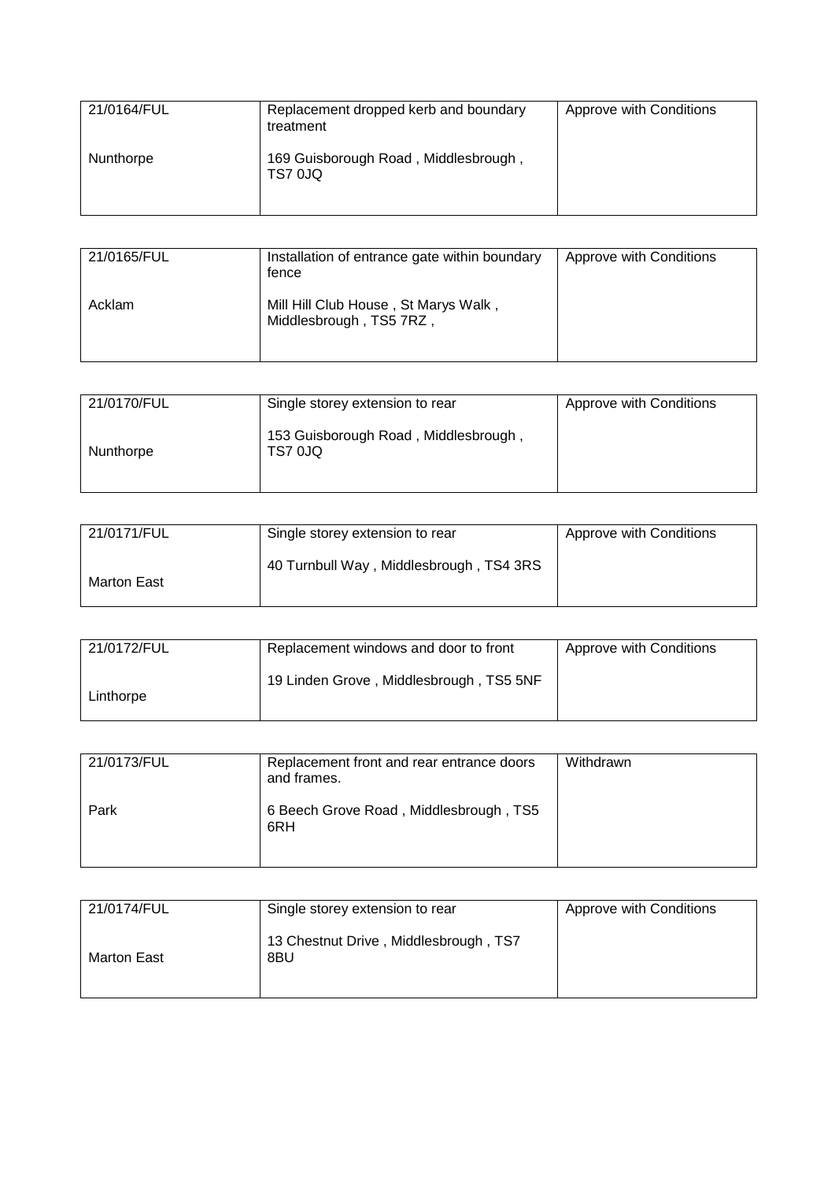| 21/0164/FUL<br><br>Nunthorpe | Replacement dropped kerb and boundary treatment<br><br>169 Guisborough Road , Middlesbrough , TS7 0JQ | Approve with Conditions |
|---|---|---|

| 21/0165/FUL<br><br>Acklam | Installation of entrance gate within boundary fence<br><br>Mill Hill Club House , St Marys Walk , Middlesbrough , TS5 7RZ , | Approve with Conditions |
|---|---|---|

| 21/0170/FUL<br><br>Nunthorpe | Single storey extension to rear<br><br>153 Guisborough Road , Middlesbrough , TS7 0JQ | Approve with Conditions |
|---|---|---|

| 21/0171/FUL<br><br>Marton East | Single storey extension to rear<br><br>40 Turnbull Way , Middlesbrough , TS4 3RS | Approve with Conditions |
|---|---|---|

| 21/0172/FUL<br><br>Linthorpe | Replacement windows and door to front<br><br>19 Linden Grove , Middlesbrough , TS5 5NF | Approve with Conditions |
|---|---|---|

| 21/0173/FUL<br><br>Park | Replacement front and rear entrance doors and frames.<br><br>6 Beech Grove Road , Middlesbrough , TS5 6RH | Withdrawn |
|---|---|---|

| 21/0174/FUL<br><br>Marton East | Single storey extension to rear<br><br>13 Chestnut Drive , Middlesbrough , TS7 8BU | Approve with Conditions |
|---|---|---|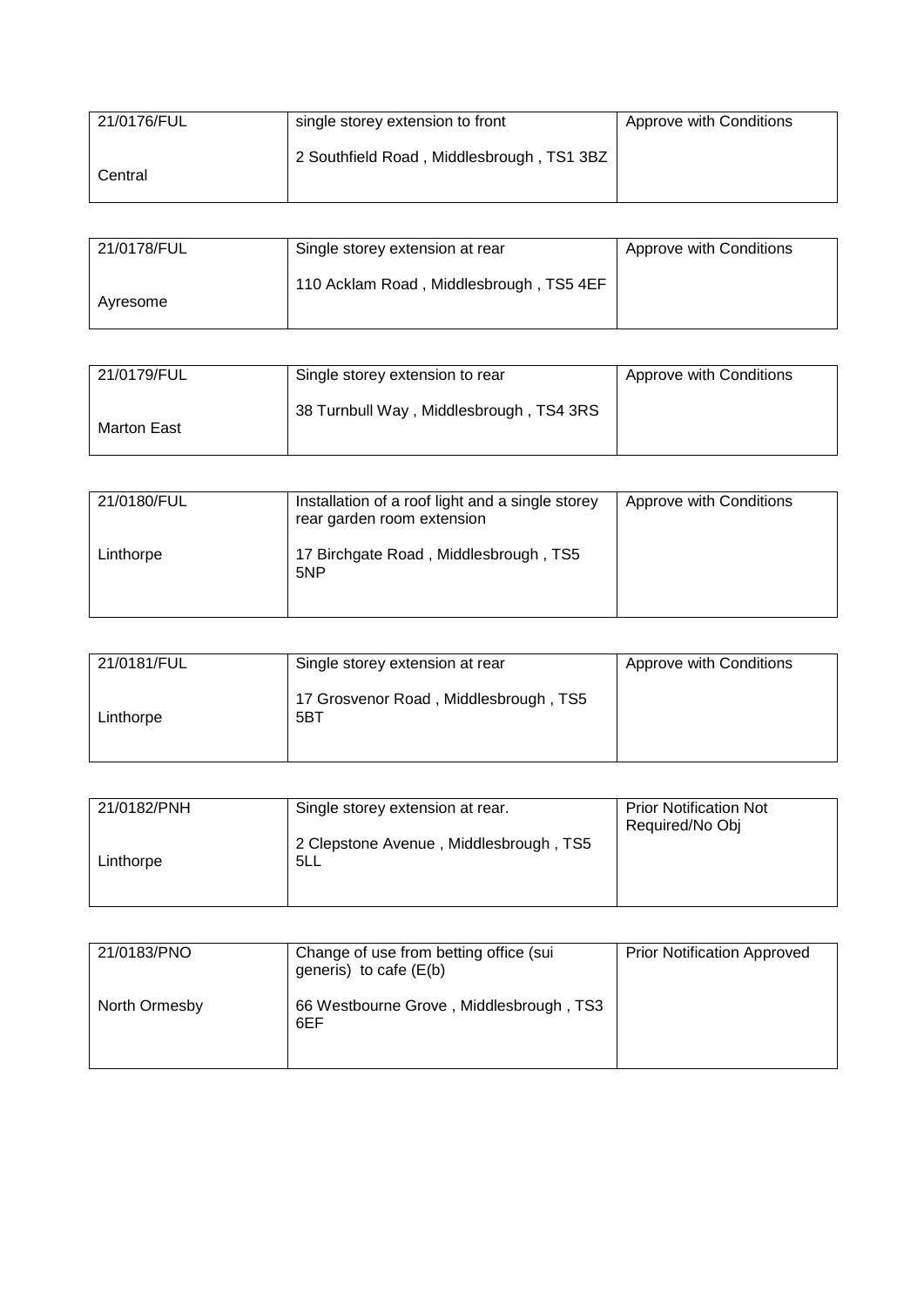| 21/0176/FUL<br><br>Central | single storey extension to front<br><br>2 Southfield Road , Middlesbrough , TS1 3BZ | Approve with Conditions |
|---|---|---|

| 21/0178/FUL<br><br>Ayresome | Single storey extension at rear<br><br>110 Acklam Road , Middlesbrough , TS5 4EF | Approve with Conditions |
|---|---|---|

| 21/0179/FUL<br><br>Marton East | Single storey extension to rear<br><br>38 Turnbull Way , Middlesbrough , TS4 3RS | Approve with Conditions |
|---|---|---|

| 21/0180/FUL<br><br>Linthorpe | Installation of a roof light and a single storey rear garden room extension<br><br>17 Birchgate Road , Middlesbrough , TS5 5NP | Approve with Conditions |
|---|---|---|

| 21/0181/FUL<br><br>Linthorpe | Single storey extension at rear<br><br>17 Grosvenor Road , Middlesbrough , TS5 5BT | Approve with Conditions |
|---|---|---|

| 21/0182/PNH<br><br>Linthorpe | Single storey extension at rear.<br><br>2 Clepstone Avenue , Middlesbrough , TS5 5LL | Prior Notification Not Required/No Obj |
|---|---|---|

| 21/0183/PNO<br><br>North Ormesby | Change of use from betting office (sui generis) to cafe (E(b)<br><br>66 Westbourne Grove , Middlesbrough , TS3 6EF | Prior Notification Approved |
|---|---|---|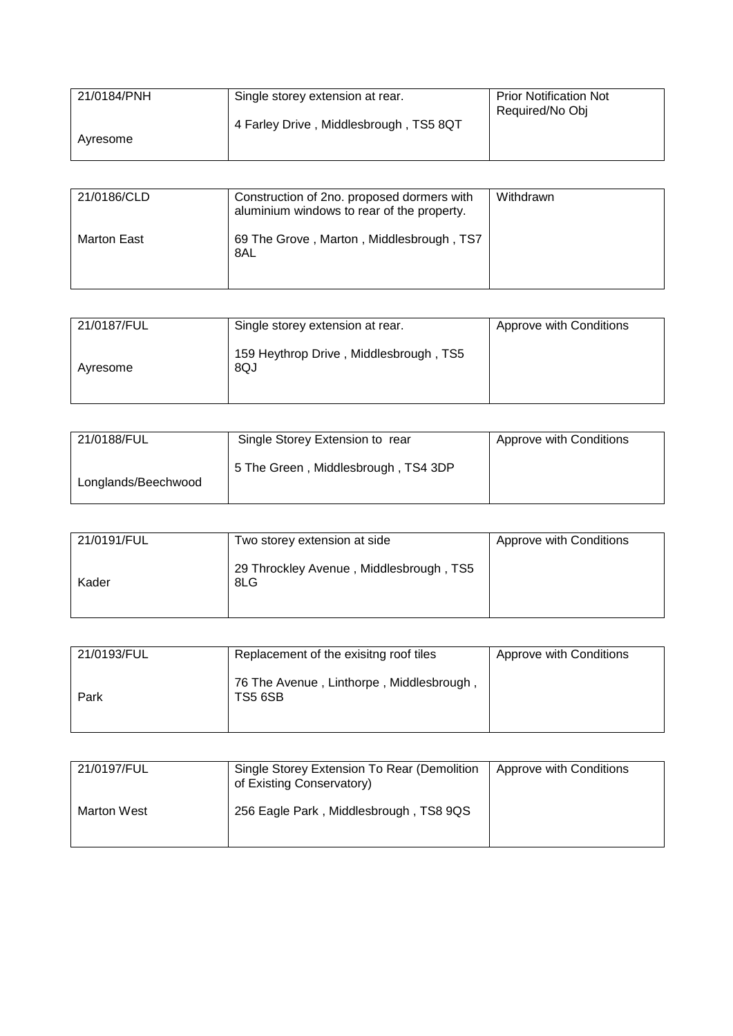| 21/0184/PNH<br><br>Ayresome | Single storey extension at rear.<br><br>4 Farley Drive , Middlesbrough , TS5 8QT | Prior Notification Not Required/No Obj |
|---|---|---|

| 21/0186/CLD<br><br>Marton East | Construction of 2no. proposed dormers with aluminium windows to rear of the property.<br><br>69 The Grove , Marton , Middlesbrough , TS7 8AL | Withdrawn |
|---|---|---|

| 21/0187/FUL<br><br>Ayresome | Single storey extension at rear.<br><br>159 Heythrop Drive , Middlesbrough , TS5 8QJ | Approve with Conditions |
|---|---|---|

| 21/0188/FUL<br><br>Longlands/Beechwood | Single Storey Extension to rear<br><br>5 The Green , Middlesbrough , TS4 3DP | Approve with Conditions |
|---|---|---|

| 21/0191/FUL<br><br>Kader | Two storey extension at side<br><br>29 Throckley Avenue , Middlesbrough , TS5 8LG | Approve with Conditions |
|---|---|---|

| 21/0193/FUL<br><br>Park | Replacement of the exisitng roof tiles<br><br>76 The Avenue , Linthorpe , Middlesbrough , TS5 6SB | Approve with Conditions |
|---|---|---|

| 21/0197/FUL<br><br>Marton West | Single Storey Extension To Rear (Demolition of Existing Conservatory)<br><br>256 Eagle Park , Middlesbrough , TS8 9QS | Approve with Conditions |
|---|---|---|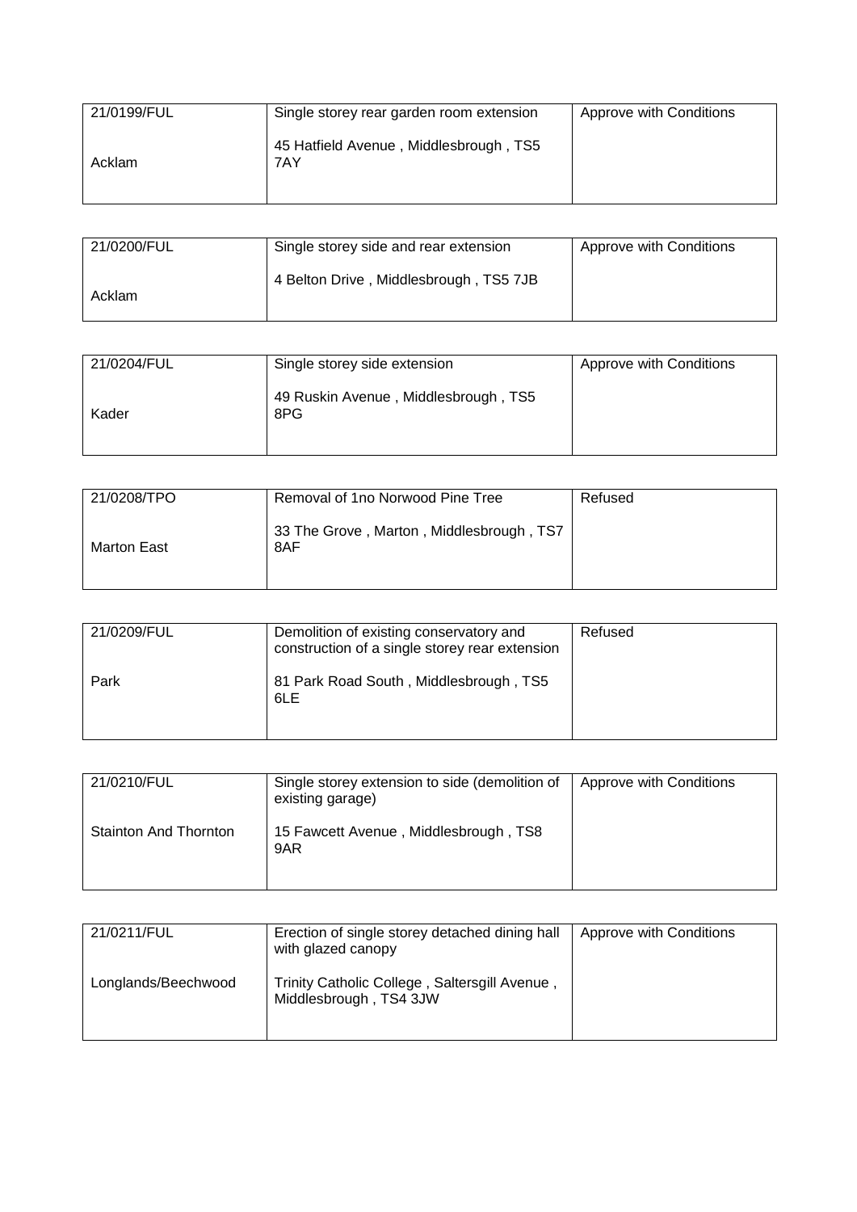| 21/0199/FUL<br><br>Acklam | Single storey rear garden room extension<br><br>45 Hatfield Avenue , Middlesbrough , TS5 7AY | Approve with Conditions |
|---|---|---|

| 21/0200/FUL<br><br>Acklam | Single storey side and rear extension<br><br>4 Belton Drive , Middlesbrough , TS5 7JB | Approve with Conditions |
|---|---|---|

| 21/0204/FUL<br><br>Kader | Single storey side extension<br><br>49 Ruskin Avenue , Middlesbrough , TS5 8PG | Approve with Conditions |
|---|---|---|

| 21/0208/TPO<br><br>Marton East | Removal of 1no Norwood Pine Tree<br><br>33 The Grove , Marton , Middlesbrough , TS7 8AF | Refused |
|---|---|---|

| 21/0209/FUL<br><br>Park | Demolition of existing conservatory and construction of a single storey rear extension<br><br>81 Park Road South , Middlesbrough , TS5 6LE | Refused |
|---|---|---|

| 21/0210/FUL<br><br>Stainton And Thornton | Single storey extension to side (demolition of existing garage)<br><br>15 Fawcett Avenue , Middlesbrough , TS8 9AR | Approve with Conditions |
|---|---|---|

| 21/0211/FUL<br><br>Longlands/Beechwood | Erection of single storey detached dining hall with glazed canopy<br><br>Trinity Catholic College , Saltersgill Avenue , Middlesbrough , TS4 3JW | Approve with Conditions |
|---|---|---|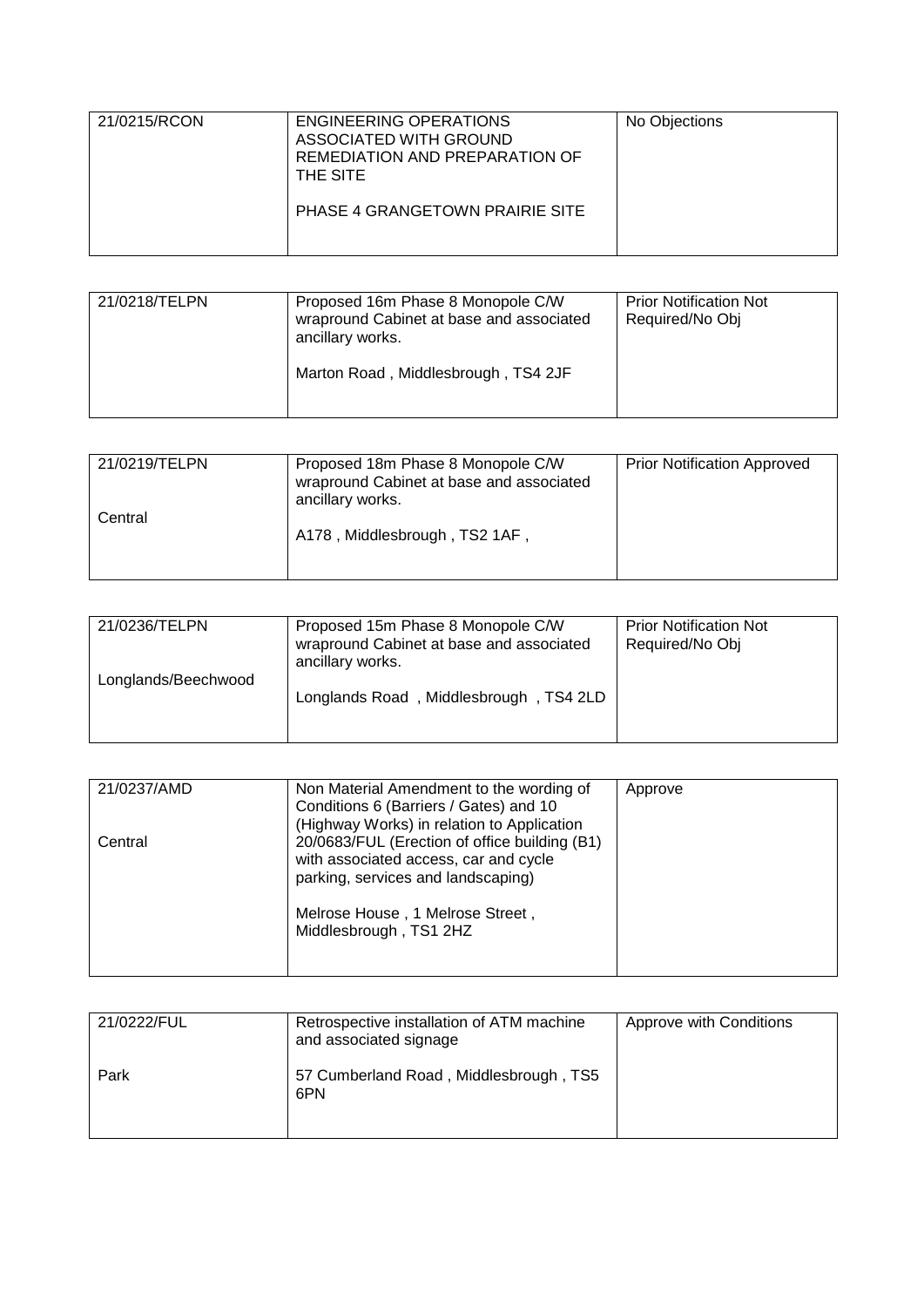| 21/0215/RCON | ENGINEERING OPERATIONS ASSOCIATED WITH GROUND REMEDIATION AND PREPARATION OF THE SITE<br><br>PHASE 4 GRANGETOWN PRAIRIE SITE | No Objections |
|---|---|---|

| 21/0218/TELPN | Proposed 16m Phase 8 Monopole C/W wrapround Cabinet at base and associated ancillary works.<br><br>Marton Road , Middlesbrough , TS4 2JF | Prior Notification Not Required/No Obj |
|---|---|---|

| 21/0219/TELPN<br><br>Central | Proposed 18m Phase 8 Monopole C/W wrapround Cabinet at base and associated ancillary works.<br><br>A178 , Middlesbrough , TS2 1AF , | Prior Notification Approved |
|---|---|---|

| 21/0236/TELPN<br><br>Longlands/Beechwood | Proposed 15m Phase 8 Monopole C/W wrapround Cabinet at base and associated ancillary works.<br><br>Longlands Road , Middlesbrough , TS4 2LD | Prior Notification Not Required/No Obj |
|---|---|---|

| 21/0237/AMD<br><br>Central | Non Material Amendment to the wording of Conditions 6 (Barriers / Gates) and 10 (Highway Works) in relation to Application 20/0683/FUL (Erection of office building (B1) with associated access, car and cycle parking, services and landscaping)<br><br>Melrose House , 1 Melrose Street , Middlesbrough , TS1 2HZ | Approve |
|---|---|---|

| 21/0222/FUL<br><br>Park | Retrospective installation of ATM machine and associated signage<br><br>57 Cumberland Road , Middlesbrough , TS5 6PN | Approve with Conditions |
|---|---|---|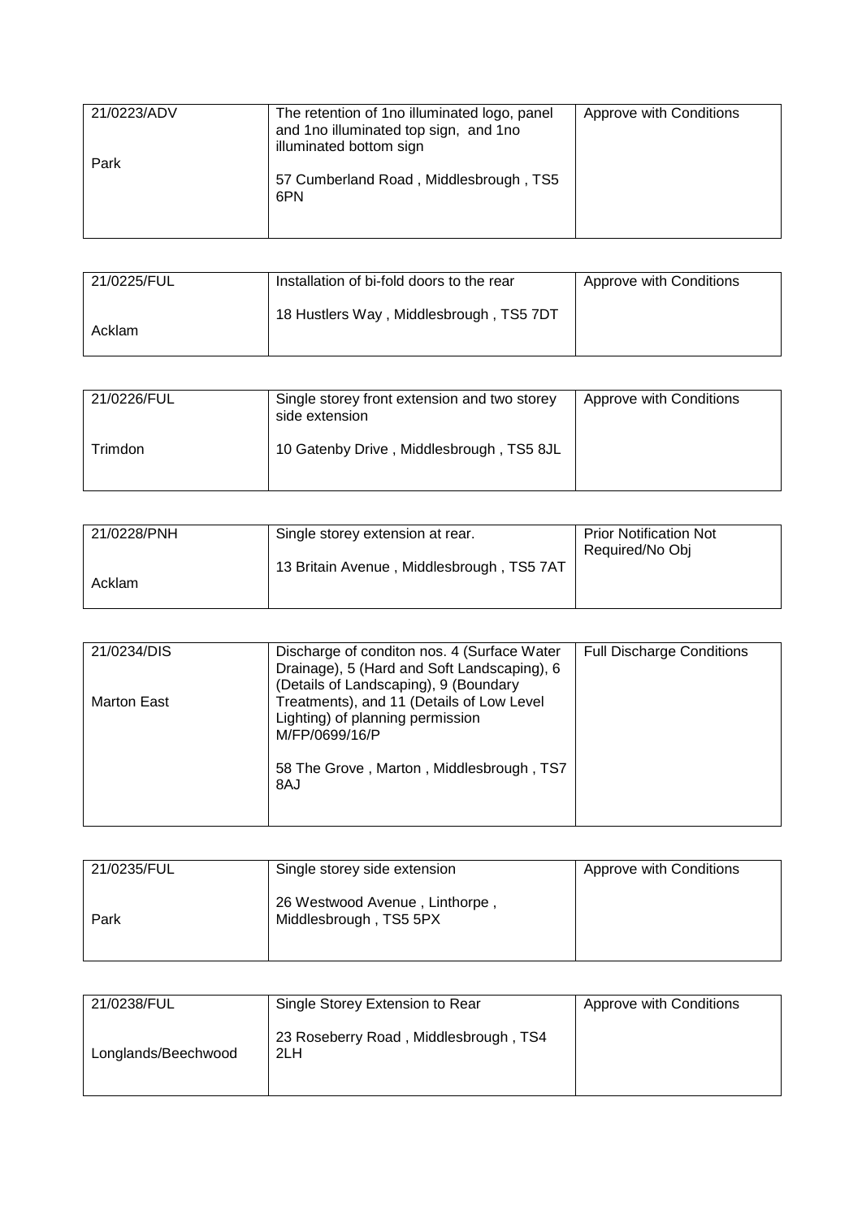| 21/0223/ADV<br><br>Park | The retention of 1no illuminated logo, panel and 1no illuminated top sign, and 1no illuminated bottom sign<br><br>57 Cumberland Road , Middlesbrough , TS5 6PN | Approve with Conditions |
|---|---|---|

| 21/0225/FUL<br><br>Acklam | Installation of bi-fold doors to the rear<br><br>18 Hustlers Way , Middlesbrough , TS5 7DT | Approve with Conditions |
|---|---|---|

| 21/0226/FUL<br><br>Trimdon | Single storey front extension and two storey side extension<br><br>10 Gatenby Drive , Middlesbrough , TS5 8JL | Approve with Conditions |
|---|---|---|

| 21/0228/PNH<br><br>Acklam | Single storey extension at rear.<br><br>13 Britain Avenue , Middlesbrough , TS5 7AT | Prior Notification Not Required/No Obj |
|---|---|---|

| 21/0234/DIS<br><br>Marton East | Discharge of conditon nos. 4 (Surface Water Drainage), 5 (Hard and Soft Landscaping), 6 (Details of Landscaping), 9 (Boundary Treatments), and 11 (Details of Low Level Lighting) of planning permission M/FP/0699/16/P<br><br>58 The Grove , Marton , Middlesbrough , TS7 8AJ | Full Discharge Conditions |
|---|---|---|

| 21/0235/FUL<br><br>Park | Single storey side extension<br><br>26 Westwood Avenue , Linthorpe , Middlesbrough , TS5 5PX | Approve with Conditions |
|---|---|---|

| 21/0238/FUL<br><br>Longlands/Beechwood | Single Storey Extension to Rear<br><br>23 Roseberry Road , Middlesbrough , TS4 2LH | Approve with Conditions |
|---|---|---|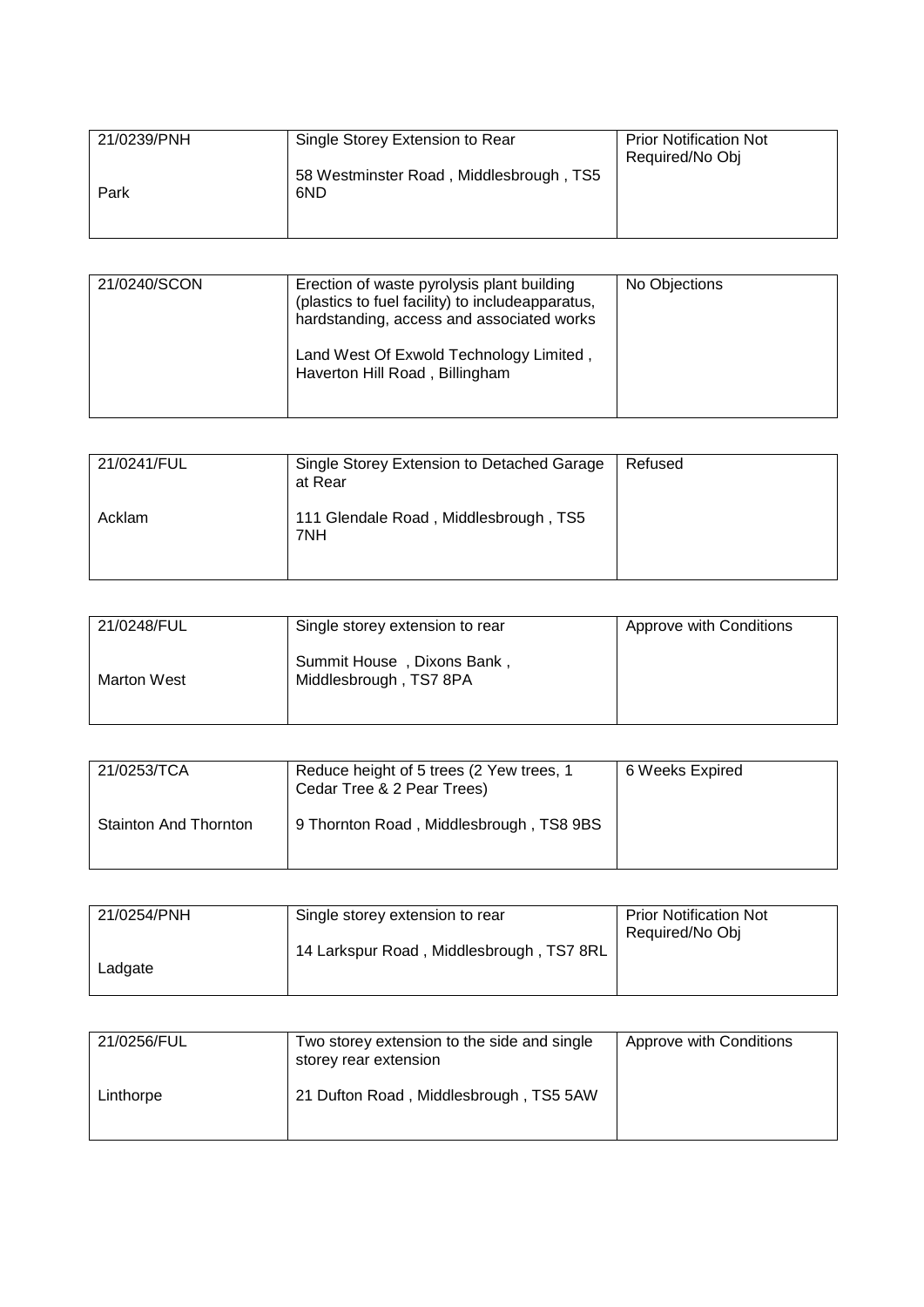| 21/0239/PNH<br><br>Park | Single Storey Extension to Rear<br><br>58 Westminster Road , Middlesbrough , TS5 6ND | Prior Notification Not Required/No Obj |
|---|---|---|

| 21/0240/SCON | Erection of waste pyrolysis plant building (plastics to fuel facility) to includeapparatus, hardstanding, access and associated works<br><br>Land West Of Exwold Technology Limited , Haverton Hill Road , Billingham | No Objections |
|---|---|---|

| 21/0241/FUL<br><br>Acklam | Single Storey Extension to Detached Garage at Rear<br><br>111 Glendale Road , Middlesbrough , TS5 7NH | Refused |
|---|---|---|

| 21/0248/FUL<br><br>Marton West | Single storey extension to rear<br><br>Summit House , Dixons Bank , Middlesbrough , TS7 8PA | Approve with Conditions |
|---|---|---|

| 21/0253/TCA<br><br>Stainton And Thornton | Reduce height of 5 trees (2 Yew trees, 1 Cedar Tree & 2 Pear Trees)<br><br>9 Thornton Road , Middlesbrough , TS8 9BS | 6 Weeks Expired |
|---|---|---|

| 21/0254/PNH<br><br>Ladgate | Single storey extension to rear<br><br>14 Larkspur Road , Middlesbrough , TS7 8RL | Prior Notification Not Required/No Obj |
|---|---|---|

| 21/0256/FUL<br><br>Linthorpe | Two storey extension to the side and single storey rear extension<br><br>21 Dufton Road , Middlesbrough , TS5 5AW | Approve with Conditions |
|---|---|---|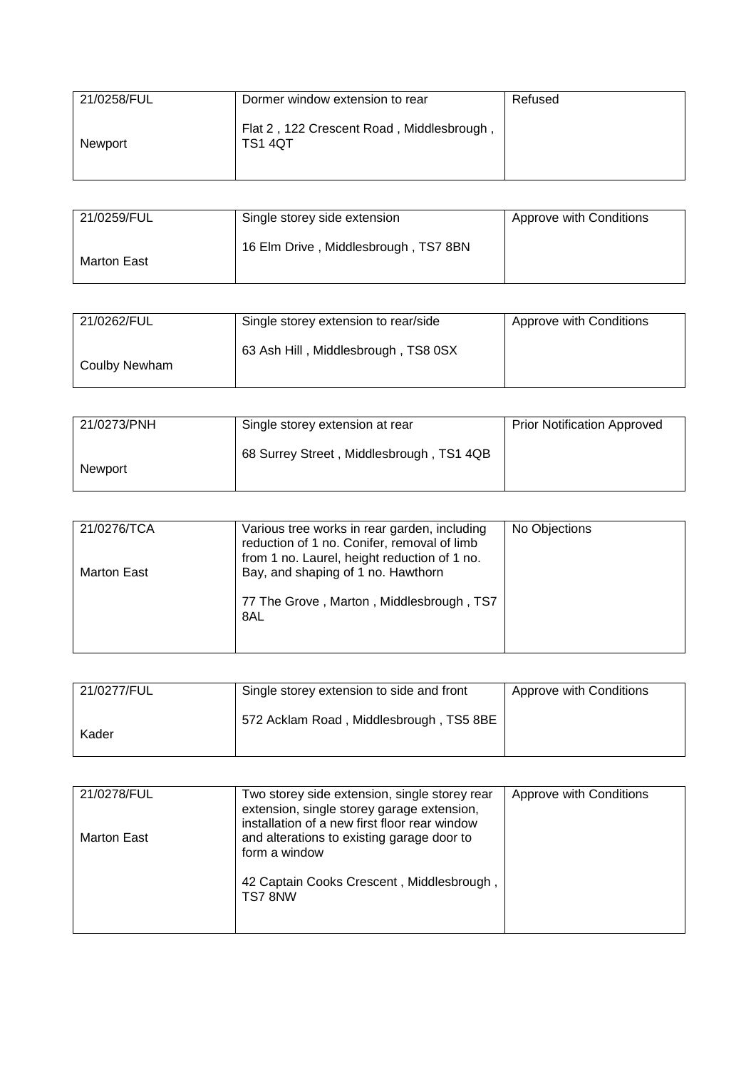| 21/0258/FUL<br><br>Newport | Dormer window extension to rear<br><br>Flat 2 , 122 Crescent Road , Middlesbrough , TS1 4QT | Refused |
|---|---|---|

| 21/0259/FUL<br><br>Marton East | Single storey side extension<br><br>16 Elm Drive , Middlesbrough , TS7 8BN | Approve with Conditions |
|---|---|---|

| 21/0262/FUL<br><br>Coulby Newham | Single storey extension to rear/side<br><br>63 Ash Hill , Middlesbrough , TS8 0SX | Approve with Conditions |
|---|---|---|

| 21/0273/PNH<br><br>Newport | Single storey extension at rear<br><br>68 Surrey Street , Middlesbrough , TS1 4QB | Prior Notification Approved |
|---|---|---|

| 21/0276/TCA<br><br>Marton East | Various tree works in rear garden, including reduction of 1 no. Conifer, removal of limb from 1 no. Laurel, height reduction of 1 no. Bay, and shaping of 1 no. Hawthorn<br><br>77 The Grove , Marton , Middlesbrough , TS7 8AL | No Objections |
|---|---|---|

| 21/0277/FUL<br><br>Kader | Single storey extension to side and front<br><br>572 Acklam Road , Middlesbrough , TS5 8BE | Approve with Conditions |
|---|---|---|

| 21/0278/FUL<br><br>Marton East | Two storey side extension, single storey rear extension, single storey garage extension, installation of a new first floor rear window and alterations to existing garage door to form a window<br><br>42 Captain Cooks Crescent , Middlesbrough , TS7 8NW | Approve with Conditions |
|---|---|---|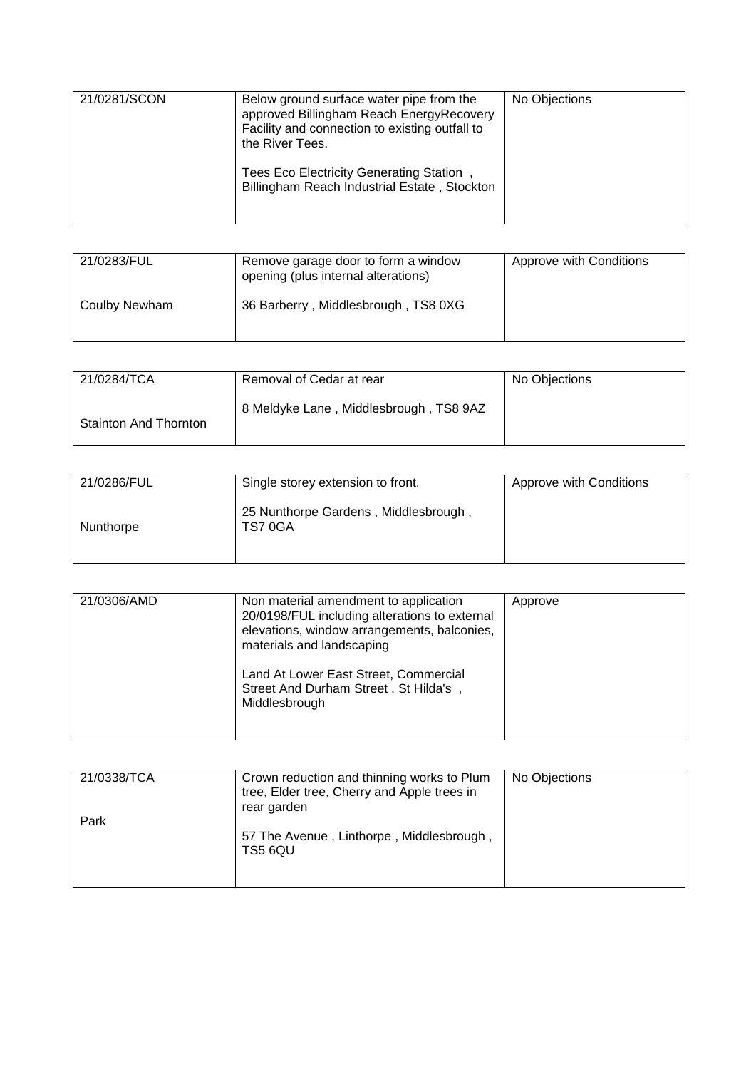| 21/0281/SCON | Below ground surface water pipe from the approved Billingham Reach EnergyRecovery Facility and connection to existing outfall to the River Tees.<br><br>Tees Eco Electricity Generating Station , Billingham Reach Industrial Estate , Stockton | No Objections |
|---|---|---|

| 21/0283/FUL<br><br>Coulby Newham | Remove garage door to form a window opening (plus internal alterations)<br><br>36 Barberry , Middlesbrough , TS8 0XG | Approve with Conditions |
|---|---|---|

| 21/0284/TCA<br><br>Stainton And Thornton | Removal of Cedar at rear<br><br>8 Meldyke Lane , Middlesbrough , TS8 9AZ | No Objections |
|---|---|---|

| 21/0286/FUL<br><br>Nunthorpe | Single storey extension to front.<br><br>25 Nunthorpe Gardens , Middlesbrough , TS7 0GA | Approve with Conditions |
|---|---|---|

| 21/0306/AMD | Non material amendment to application 20/0198/FUL including alterations to external elevations, window arrangements, balconies, materials and landscaping<br><br>Land At Lower East Street, Commercial Street And Durham Street , St Hilda's , Middlesbrough | Approve |
|---|---|---|

| 21/0338/TCA<br><br>Park | Crown reduction and thinning works to Plum tree, Elder tree, Cherry and Apple trees in rear garden<br><br>57 The Avenue , Linthorpe , Middlesbrough , TS5 6QU | No Objections |
|---|---|---|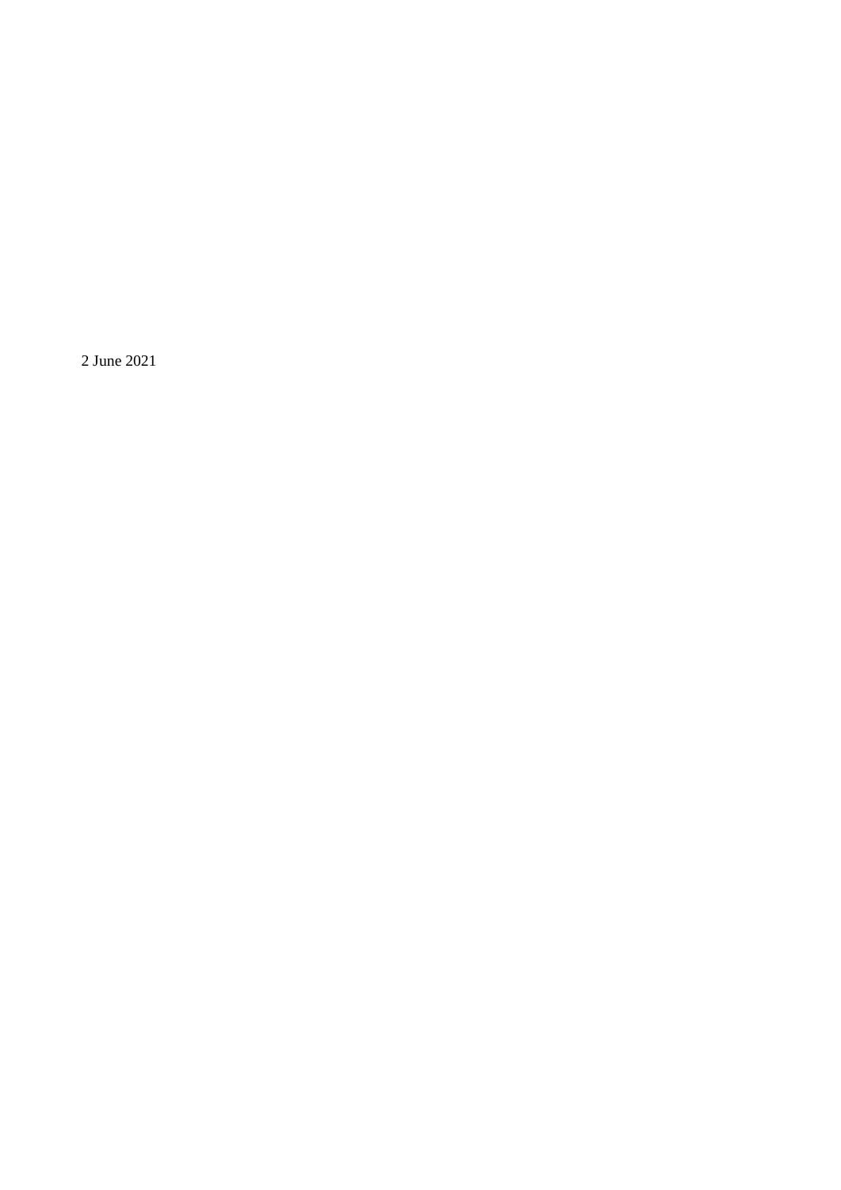2 June 2021